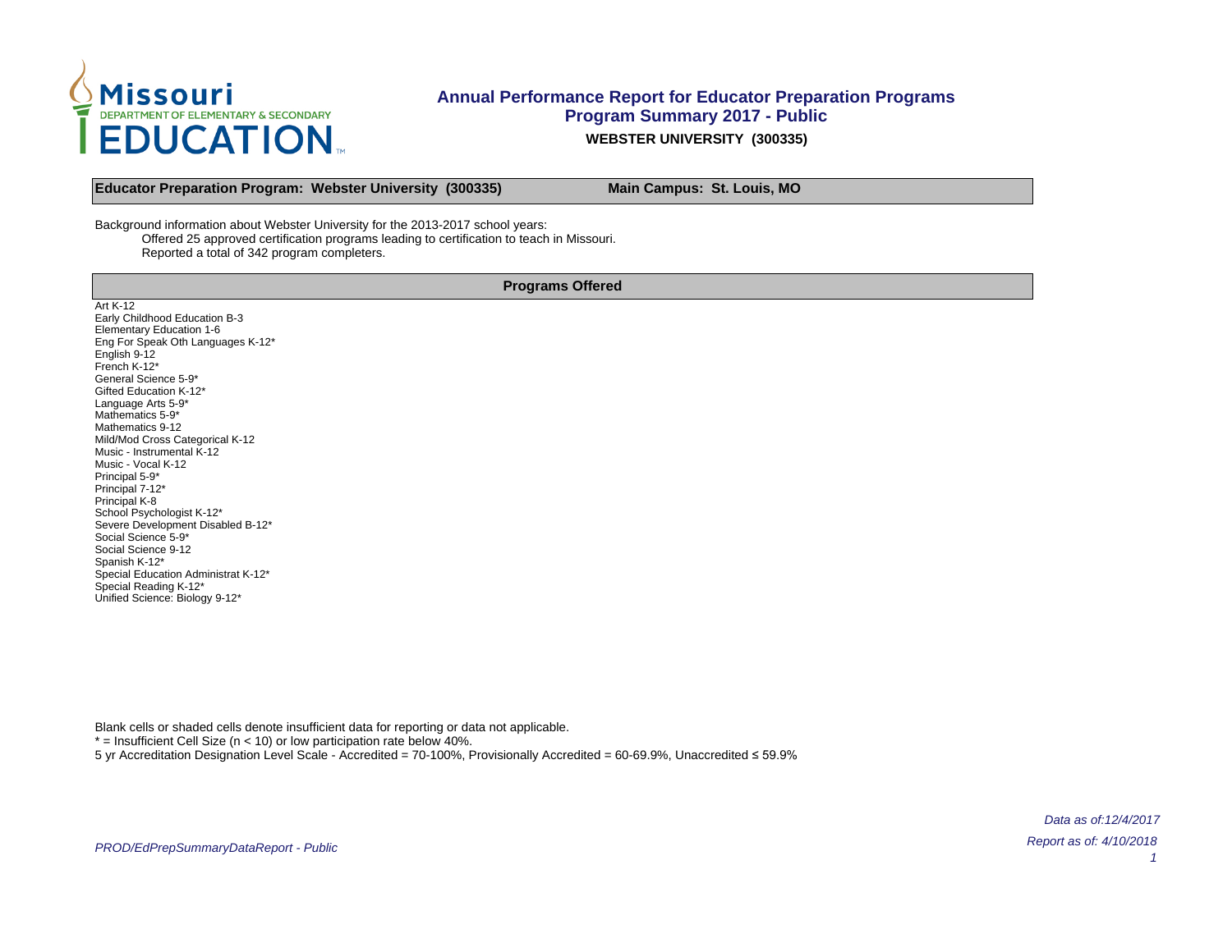# Annual Performance Report for Educator Preparation Programs

## Program Summary 2017 - Public

### WEBSTER UNIVERSITY (300335)

**Educator Preparation Program: Webster University (300335)** | **Main Campus: St. Louis, MO**

Background information about Webster University for the 2013-2017 school years:

Offered 25 approved certification programs leading to certification to teach in Missouri.

Reported a total of 342 program completers.

## Programs Offered

Art K-12
Early Childhood Education B-3
Elementary Education 1-6
Eng For Speak Oth Languages K-12*
English 9-12
French K-12*
General Science 5-9*
Gifted Education K-12*
Language Arts 5-9*
Mathematics 5-9*
Mathematics 9-12
Mild/Mod Cross Categorical K-12
Music - Instrumental K-12
Music - Vocal K-12
Principal 5-9*
Principal 7-12*
Principal K-8
School Psychologist K-12*
Severe Development Disabled B-12*
Social Science 5-9*
Social Science 9-12
Spanish K-12*
Special Education Administrat K-12*
Special Reading K-12*
Unified Science: Biology 9-12*

Blank cells or shaded cells denote insufficient data for reporting or data not applicable.

* = Insufficient Cell Size (n < 10) or low participation rate below 40%.

5 yr Accreditation Designation Level Scale - Accredited = 70-100%, Provisionally Accredited = 60-69.9%, Unaccredited ≤ 59.9%

*Data as of:12/4/2017*

*Report as of: 4/10/2018*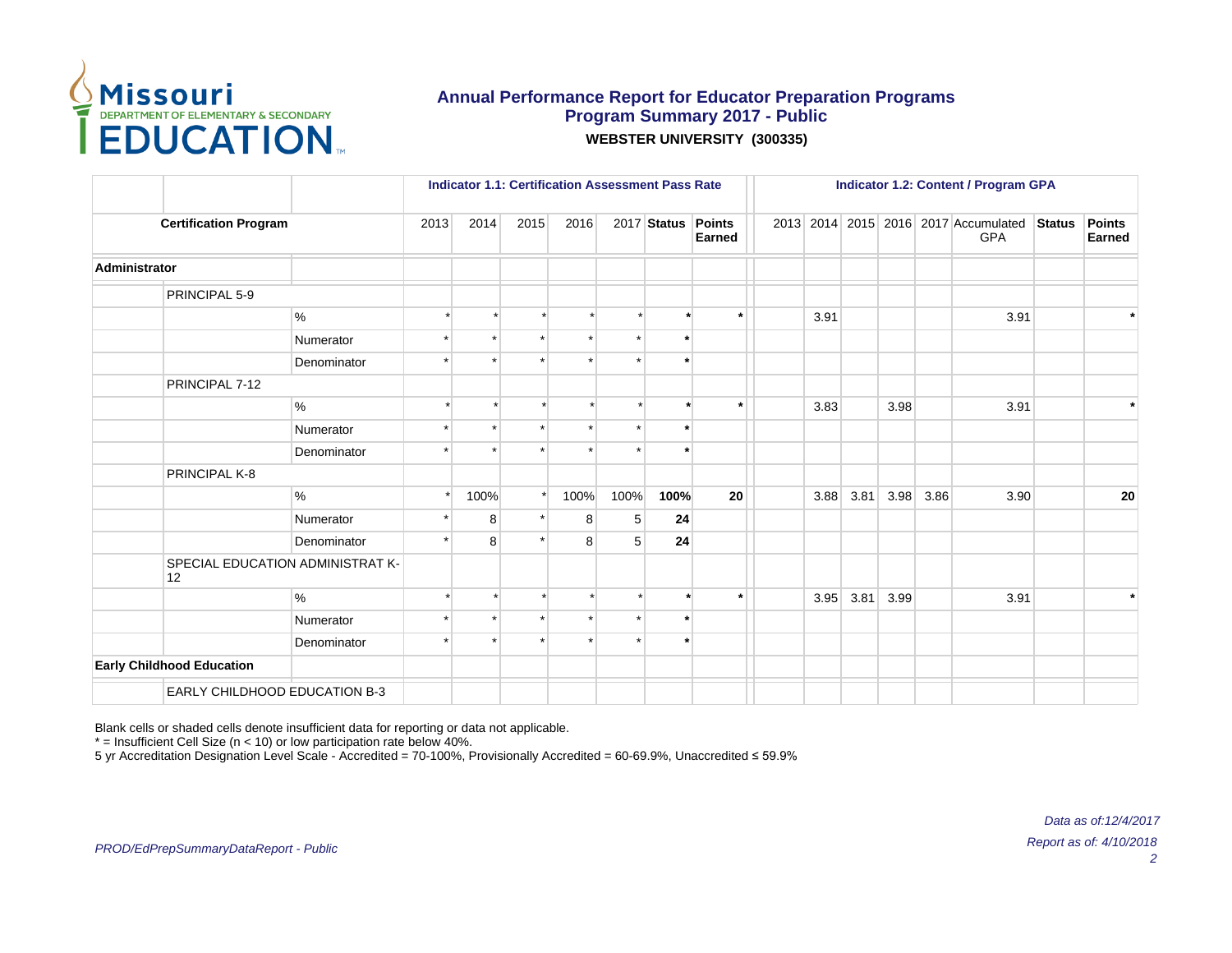# Annual Performance Report for Educator Preparation Programs
## Program Summary 2017 - Public
### WEBSTER UNIVERSITY (300335)

| | | | Indicator 1.1: Certification Assessment Pass Rate | | | | | | | Indicator 1.2: Content / Program GPA | | | | | | | |
|---|---|---|---|---|---|---|---|---|---|---|---|---|---|---|---|---|---|
| Certification Program | | | 2013 | 2014 | 2015 | 2016 | 2017 | Status | Points Earned | 2013 | 2014 | 2015 | 2016 | 2017 | Accumulated GPA | Status | Points Earned |
| **Administrator** | | | | | | | | | | | | | | | | | |
| | PRINCIPAL 5-9 | | | | | | | | | | | | | | | | |
| | | % | * | * | * | * | * | * | * | | 3.91 | | | | 3.91 | | * |
| | | Numerator | * | * | * | * | * | * | | | | | | | | | |
| | | Denominator | * | * | * | * | * | * | | | | | | | | | |
| | PRINCIPAL 7-12 | | | | | | | | | | | | | | | | |
| | | % | * | * | * | * | * | * | * | | 3.83 | | 3.98 | | 3.91 | | * |
| | | Numerator | * | * | * | * | * | * | | | | | | | | | |
| | | Denominator | * | * | * | * | * | * | | | | | | | | | |
| | PRINCIPAL K-8 | | | | | | | | | | | | | | | | |
| | | % | * | 100% | * | 100% | 100% | **100%** | **20** | | 3.88 | 3.81 | 3.98 | 3.86 | 3.90 | | **20** |
| | | Numerator | * | 8 | * | 8 | 5 | **24** | | | | | | | | | |
| | | Denominator | * | 8 | * | 8 | 5 | **24** | | | | | | | | | |
| | SPECIAL EDUCATION ADMINISTRAT K-12 | | | | | | | | | | | | | | | | |
| | | % | * | * | * | * | * | * | * | | 3.95 | 3.81 | 3.99 | | 3.91 | | * |
| | | Numerator | * | * | * | * | * | * | | | | | | | | | |
| | | Denominator | * | * | * | * | * | * | | | | | | | | | |
| **Early Childhood Education** | | | | | | | | | | | | | | | | | |
| | EARLY CHILDHOOD EDUCATION B-3 | | | | | | | | | | | | | | | | |

Blank cells or shaded cells denote insufficient data for reporting or data not applicable.
* = Insufficient Cell Size (n < 10) or low participation rate below 40%.
5 yr Accreditation Designation Level Scale - Accredited = 70-100%, Provisionally Accredited = 60-69.9%, Unaccredited ≤ 59.9%

*PROD/EdPrepSummaryDataReport - Public*

*Data as of:12/4/2017*
*Report as of: 4/10/2018*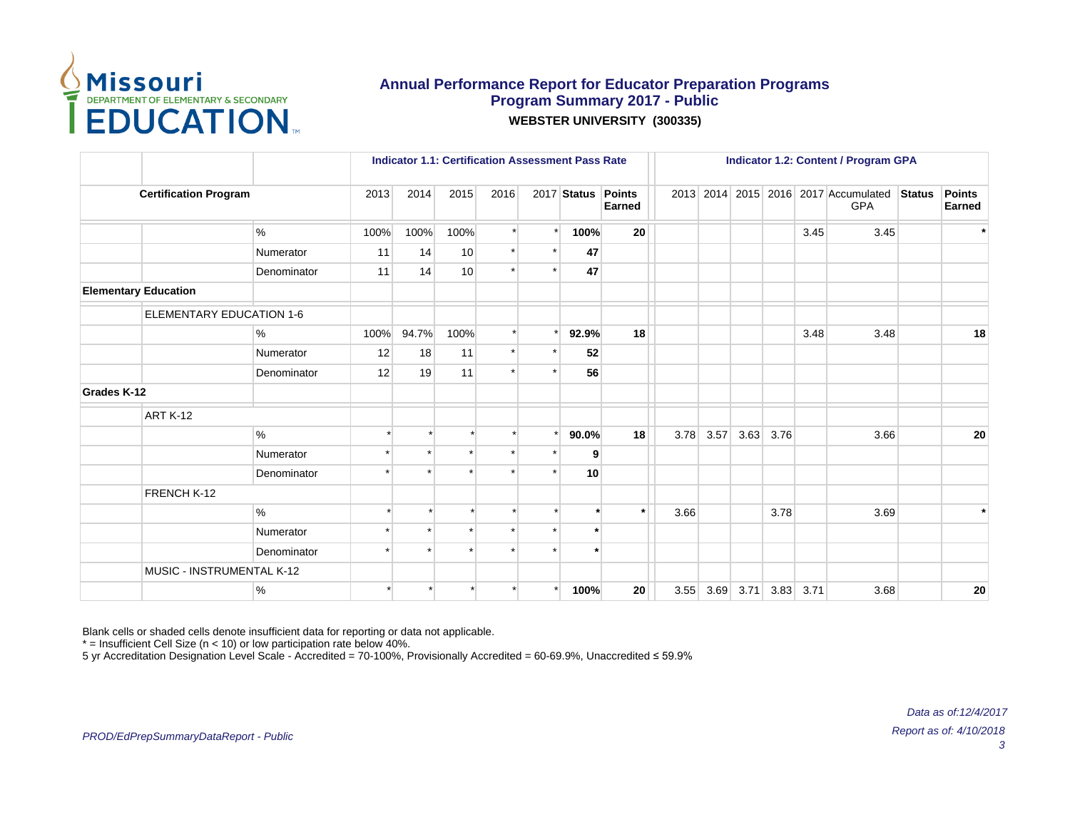# Annual Performance Report for Educator Preparation Programs

## Program Summary 2017 - Public

**WEBSTER UNIVERSITY (300335)**

| | | | Indicator 1.1: Certification Assessment Pass Rate | | | | | | | Indicator 1.2: Content / Program GPA | | | | | | | |
|---|---|---|---|---|---|---|---|---|---|---|---|---|---|---|---|---|---|
| **Certification Program** | | | 2013 | 2014 | 2015 | 2016 | 2017 | **Status** | **Points Earned** | 2013 | 2014 | 2015 | 2016 | 2017 | Accumulated GPA | **Status** | **Points Earned** |
| | | % | 100% | 100% | 100% | * | * | **100%** | **20** | | | | | 3.45 | 3.45 | | ***** |
| | | Numerator | 11 | 14 | 10 | * | * | **47** | | | | | | | | | |
| | | Denominator | 11 | 14 | 10 | * | * | **47** | | | | | | | | | |
| **Elementary Education** | | | | | | | | | | | | | | | | | |
| | ELEMENTARY EDUCATION 1-6 | | | | | | | | | | | | | | | | |
| | | % | 100% | 94.7% | 100% | * | * | **92.9%** | **18** | | | | | 3.48 | 3.48 | | **18** |
| | | Numerator | 12 | 18 | 11 | * | * | **52** | | | | | | | | | |
| | | Denominator | 12 | 19 | 11 | * | * | **56** | | | | | | | | | |
| **Grades K-12** | | | | | | | | | | | | | | | | | |
| | ART K-12 | | | | | | | | | | | | | | | | |
| | | % | * | * | * | * | * | **90.0%** | **18** | 3.78 | 3.57 | 3.63 | 3.76 | | 3.66 | | **20** |
| | | Numerator | * | * | * | * | * | **9** | | | | | | | | | |
| | | Denominator | * | * | * | * | * | **10** | | | | | | | | | |
| | FRENCH K-12 | | | | | | | | | | | | | | | | |
| | | % | * | * | * | * | * | ***** | ***** | 3.66 | | | 3.78 | | 3.69 | | ***** |
| | | Numerator | * | * | * | * | * | ***** | | | | | | | | | |
| | | Denominator | * | * | * | * | * | ***** | | | | | | | | | |
| | MUSIC - INSTRUMENTAL K-12 | | | | | | | | | | | | | | | | |
| | | % | * | * | * | * | * | **100%** | **20** | 3.55 | 3.69 | 3.71 | 3.83 | 3.71 | 3.68 | | **20** |

Blank cells or shaded cells denote insufficient data for reporting or data not applicable.
* = Insufficient Cell Size (n < 10) or low participation rate below 40%.
5 yr Accreditation Designation Level Scale - Accredited = 70-100%, Provisionally Accredited = 60-69.9%, Unaccredited ≤ 59.9%

*PROD/EdPrepSummaryDataReport - Public*

*Data as of:12/4/2017*
*Report as of: 4/10/2018*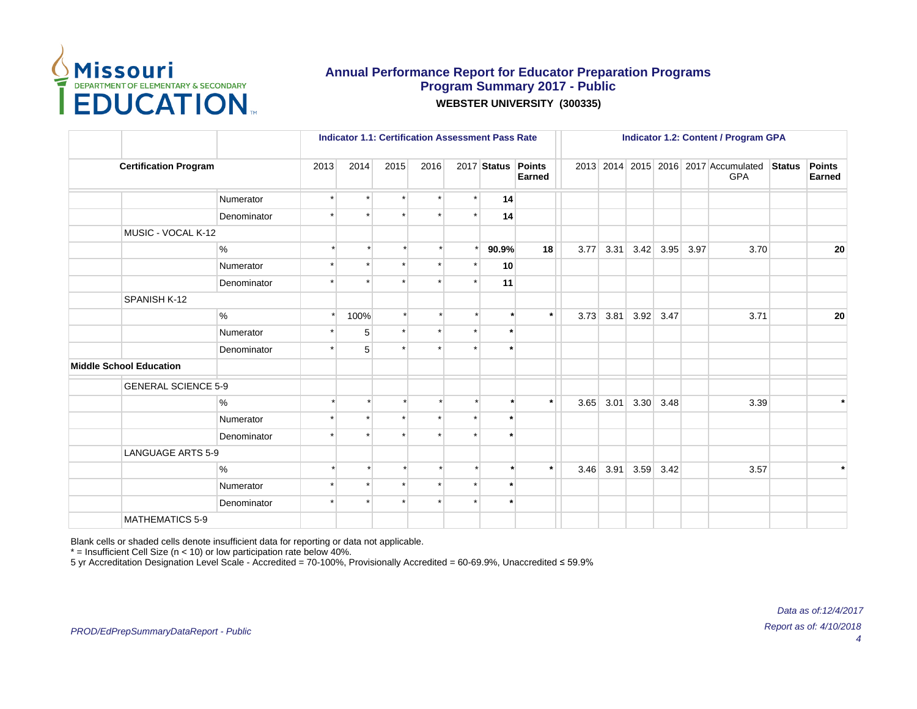# Annual Performance Report for Educator Preparation Programs
## Program Summary 2017 - Public
**WEBSTER UNIVERSITY (300335)**

| | | | Indicator 1.1: Certification Assessment Pass Rate | | | | | | | Indicator 1.2: Content / Program GPA | | | | | | | |
|---|---|---|---|---|---|---|---|---|---|---|---|---|---|---|---|---|---|
| **Certification Program** | | | 2013 | 2014 | 2015 | 2016 | 2017 | **Status** | **Points Earned** | 2013 | 2014 | 2015 | 2016 | 2017 | Accumulated GPA | **Status** | **Points Earned** |
| | | Numerator | * | * | * | * | * | **14** | | | | | | | | | |
| | | Denominator | * | * | * | * | * | **14** | | | | | | | | | |
| | MUSIC - VOCAL K-12 | | | | | | | | | | | | | | | | |
| | | % | * | * | * | * | * | **90.9%** | **18** | 3.77 | 3.31 | 3.42 | 3.95 | 3.97 | 3.70 | | **20** |
| | | Numerator | * | * | * | * | * | **10** | | | | | | | | | |
| | | Denominator | * | * | * | * | * | **11** | | | | | | | | | |
| | SPANISH K-12 | | | | | | | | | | | | | | | | |
| | | % | * | 100% | * | * | * | * | * | 3.73 | 3.81 | 3.92 | 3.47 | | 3.71 | | **20** |
| | | Numerator | * | 5 | * | * | * | * | | | | | | | | | |
| | | Denominator | * | 5 | * | * | * | * | | | | | | | | | |
| **Middle School Education** | | | | | | | | | | | | | | | | | |
| | GENERAL SCIENCE 5-9 | | | | | | | | | | | | | | | | |
| | | % | * | * | * | * | * | * | * | 3.65 | 3.01 | 3.30 | 3.48 | | 3.39 | | * |
| | | Numerator | * | * | * | * | * | * | | | | | | | | | |
| | | Denominator | * | * | * | * | * | * | | | | | | | | | |
| | LANGUAGE ARTS 5-9 | | | | | | | | | | | | | | | | |
| | | % | * | * | * | * | * | * | * | 3.46 | 3.91 | 3.59 | 3.42 | | 3.57 | | * |
| | | Numerator | * | * | * | * | * | * | | | | | | | | | |
| | | Denominator | * | * | * | * | * | * | | | | | | | | | |
| | MATHEMATICS 5-9 | | | | | | | | | | | | | | | | |

Blank cells or shaded cells denote insufficient data for reporting or data not applicable.
* = Insufficient Cell Size (n < 10) or low participation rate below 40%.
5 yr Accreditation Designation Level Scale - Accredited = 70-100%, Provisionally Accredited = 60-69.9%, Unaccredited ≤ 59.9%

*Data as of:12/4/2017*

*PROD/EdPrepSummaryDataReport - Public*

*Report as of: 4/10/2018*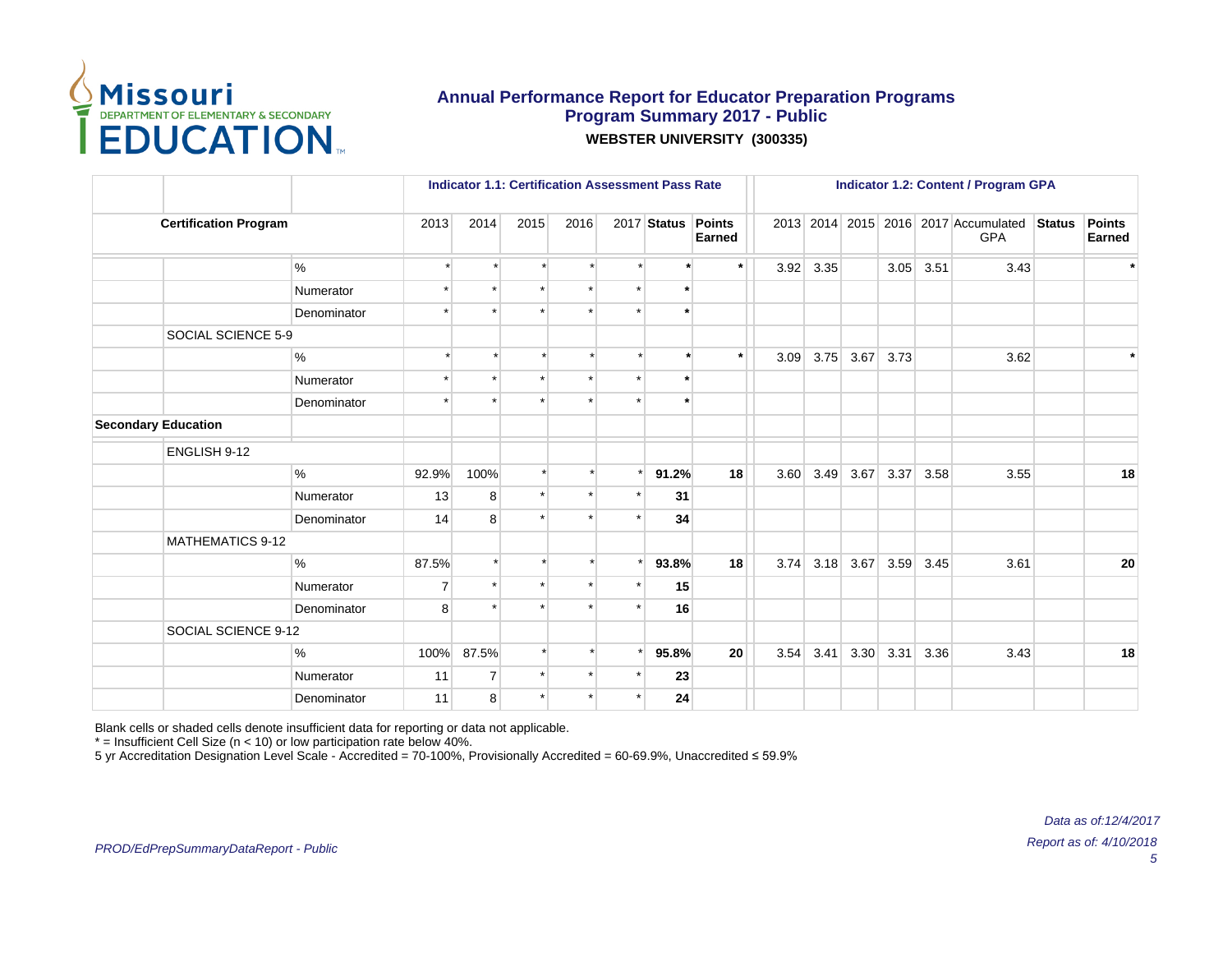# Annual Performance Report for Educator Preparation Programs
## Program Summary 2017 - Public
### WEBSTER UNIVERSITY (300335)

| | | | Indicator 1.1: Certification Assessment Pass Rate | | | | | | | | Indicator 1.2: Content / Program GPA | | | | | | | |
|---|---|---|---|---|---|---|---|---|---|---|---|---|---|---|---|---|---|---|
| Certification Program | | | 2013 | 2014 | 2015 | 2016 | 2017 | Status | Points Earned | | 2013 | 2014 | 2015 | 2016 | 2017 | Accumulated GPA | Status | Points Earned |
| | | % | * | * | * | * | * | * | * | | 3.92 | 3.35 | | 3.05 | 3.51 | 3.43 | | * |
| | | Numerator | * | * | * | * | * | * | | | | | | | | | | |
| | | Denominator | * | * | * | * | * | * | | | | | | | | | | |
| | SOCIAL SCIENCE 5-9 | | | | | | | | | | | | | | | | | |
| | | % | * | * | * | * | * | * | * | | 3.09 | 3.75 | 3.67 | 3.73 | | 3.62 | | * |
| | | Numerator | * | * | * | * | * | * | | | | | | | | | | |
| | | Denominator | * | * | * | * | * | * | | | | | | | | | | |
| **Secondary Education** | | | | | | | | | | | | | | | | | | |
| | ENGLISH 9-12 | | | | | | | | | | | | | | | | | |
| | | % | 92.9% | 100% | * | * | * | **91.2%** | **18** | | 3.60 | 3.49 | 3.67 | 3.37 | 3.58 | 3.55 | | **18** |
| | | Numerator | 13 | 8 | * | * | * | **31** | | | | | | | | | | |
| | | Denominator | 14 | 8 | * | * | * | **34** | | | | | | | | | | |
| | MATHEMATICS 9-12 | | | | | | | | | | | | | | | | | |
| | | % | 87.5% | * | * | * | * | **93.8%** | **18** | | 3.74 | 3.18 | 3.67 | 3.59 | 3.45 | 3.61 | | **20** |
| | | Numerator | 7 | * | * | * | * | **15** | | | | | | | | | | |
| | | Denominator | 8 | * | * | * | * | **16** | | | | | | | | | | |
| | SOCIAL SCIENCE 9-12 | | | | | | | | | | | | | | | | | |
| | | % | 100% | 87.5% | * | * | * | **95.8%** | **20** | | 3.54 | 3.41 | 3.30 | 3.31 | 3.36 | 3.43 | | **18** |
| | | Numerator | 11 | 7 | * | * | * | **23** | | | | | | | | | | |
| | | Denominator | 11 | 8 | * | * | * | **24** | | | | | | | | | | |

Blank cells or shaded cells denote insufficient data for reporting or data not applicable.
* = Insufficient Cell Size (n < 10) or low participation rate below 40%.
5 yr Accreditation Designation Level Scale - Accredited = 70-100%, Provisionally Accredited = 60-69.9%, Unaccredited ≤ 59.9%

*PROD/EdPrepSummaryDataReport - Public*

*Data as of:12/4/2017*
*Report as of: 4/10/2018*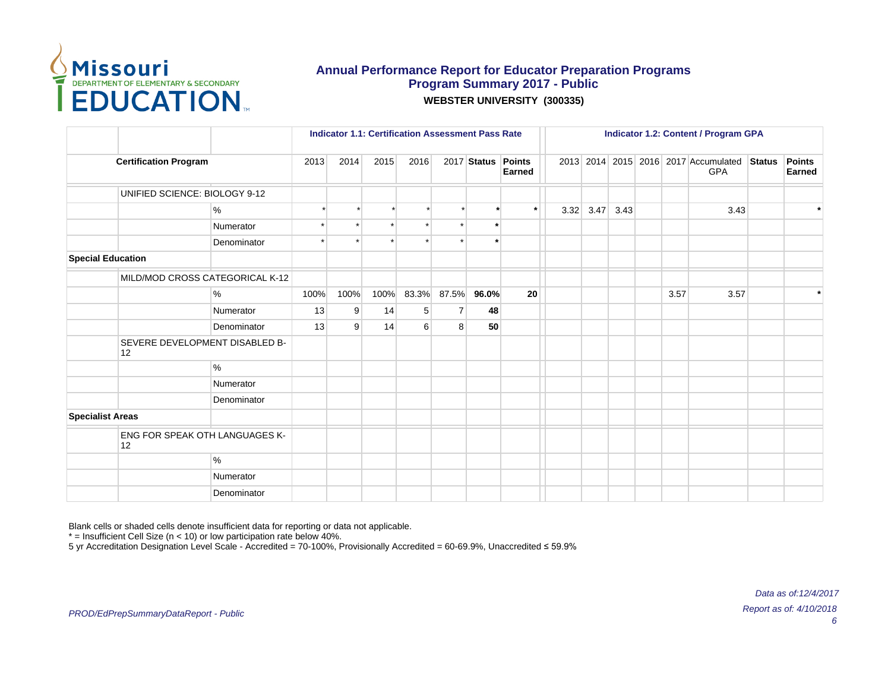# Annual Performance Report for Educator Preparation Programs

## Program Summary 2017 - Public

**WEBSTER UNIVERSITY (300335)**

| | | | Indicator 1.1: Certification Assessment Pass Rate | | | | | | | Indicator 1.2: Content / Program GPA | | | | | | | |
|---|---|---|---|---|---|---|---|---|---|---|---|---|---|---|---|---|
| **Certification Program** | | | 2013 | 2014 | 2015 | 2016 | 2017 | **Status** | **Points Earned** | 2013 | 2014 | 2015 | 2016 | 2017 | Accumulated GPA | **Status** | **Points Earned** |
| | UNIFIED SCIENCE: BIOLOGY 9-12 | | | | | | | | | | | | | | | | |
| | | % | * | * | * | * | * | * | * | 3.32 | 3.47 | 3.43 | | | 3.43 | | * |
| | | Numerator | * | * | * | * | * | * | | | | | | | | | |
| | | Denominator | * | * | * | * | * | * | | | | | | | | | |
| **Special Education** | | | | | | | | | | | | | | | | | |
| | MILD/MOD CROSS CATEGORICAL K-12 | | | | | | | | | | | | | | | | |
| | | % | 100% | 100% | 100% | 83.3% | 87.5% | **96.0%** | **20** | | | | | 3.57 | 3.57 | | * |
| | | Numerator | 13 | 9 | 14 | 5 | 7 | **48** | | | | | | | | | |
| | | Denominator | 13 | 9 | 14 | 6 | 8 | **50** | | | | | | | | | |
| | SEVERE DEVELOPMENT DISABLED B-12 | | | | | | | | | | | | | | | | |
| | | % | | | | | | | | | | | | | | | |
| | | Numerator | | | | | | | | | | | | | | | |
| | | Denominator | | | | | | | | | | | | | | | |
| **Specialist Areas** | | | | | | | | | | | | | | | | | |
| | ENG FOR SPEAK OTH LANGUAGES K-12 | | | | | | | | | | | | | | | | |
| | | % | | | | | | | | | | | | | | | |
| | | Numerator | | | | | | | | | | | | | | | |
| | | Denominator | | | | | | | | | | | | | | | |

Blank cells or shaded cells denote insufficient data for reporting or data not applicable.
* = Insufficient Cell Size (n < 10) or low participation rate below 40%.
5 yr Accreditation Designation Level Scale - Accredited = 70-100%, Provisionally Accredited = 60-69.9%, Unaccredited ≤ 59.9%

*PROD/EdPrepSummaryDataReport - Public*

*Data as of:12/4/2017*
*Report as of: 4/10/2018*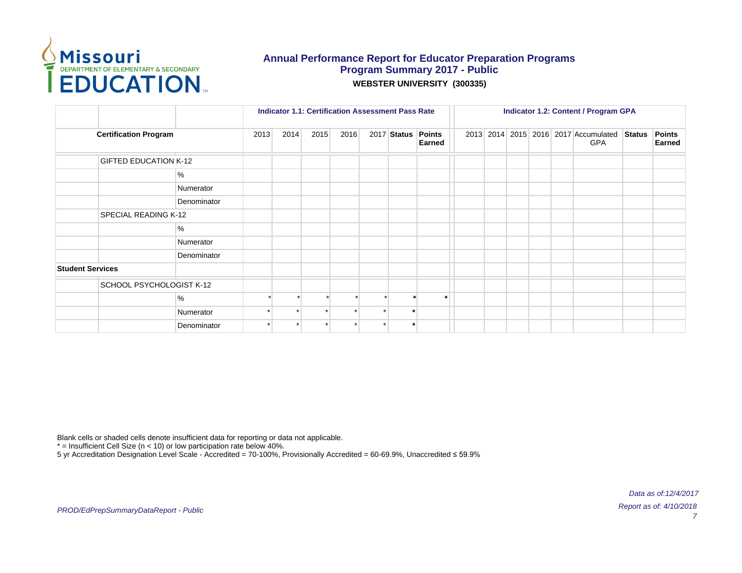**Annual Performance Report for Educator Preparation Programs**
**Program Summary 2017 - Public**
**WEBSTER UNIVERSITY (300335)**

| | | | Indicator 1.1: Certification Assessment Pass Rate | | | | | | | Indicator 1.2: Content / Program GPA | | | | | | | |
|---|---|---|---|---|---|---|---|---|---|---|---|---|---|---|---|---|---|
| **Certification Program** | | | 2013 | 2014 | 2015 | 2016 | 2017 | **Status** | **Points Earned** | 2013 | 2014 | 2015 | 2016 | 2017 | Accumulated GPA | **Status** | **Points Earned** |
| | GIFTED EDUCATION K-12 | | | | | | | | | | | | | | | | |
| | | % | | | | | | | | | | | | | | | |
| | | Numerator | | | | | | | | | | | | | | | |
| | | Denominator | | | | | | | | | | | | | | | |
| | SPECIAL READING K-12 | | | | | | | | | | | | | | | | |
| | | % | | | | | | | | | | | | | | | |
| | | Numerator | | | | | | | | | | | | | | | |
| | | Denominator | | | | | | | | | | | | | | | |
| **Student Services** | | | | | | | | | | | | | | | | | |
| | SCHOOL PSYCHOLOGIST K-12 | | | | | | | | | | | | | | | | |
| | | % | * | * | * | * | * | * | * | | | | | | | | |
| | | Numerator | * | * | * | * | * | * | | | | | | | | | |
| | | Denominator | * | * | * | * | * | * | | | | | | | | | |

Blank cells or shaded cells denote insufficient data for reporting or data not applicable.
* = Insufficient Cell Size (n < 10) or low participation rate below 40%.
5 yr Accreditation Designation Level Scale - Accredited = 70-100%, Provisionally Accredited = 60-69.9%, Unaccredited ≤ 59.9%

*PROD/EdPrepSummaryDataReport - Public*

*Data as of:12/4/2017*
*Report as of: 4/10/2018*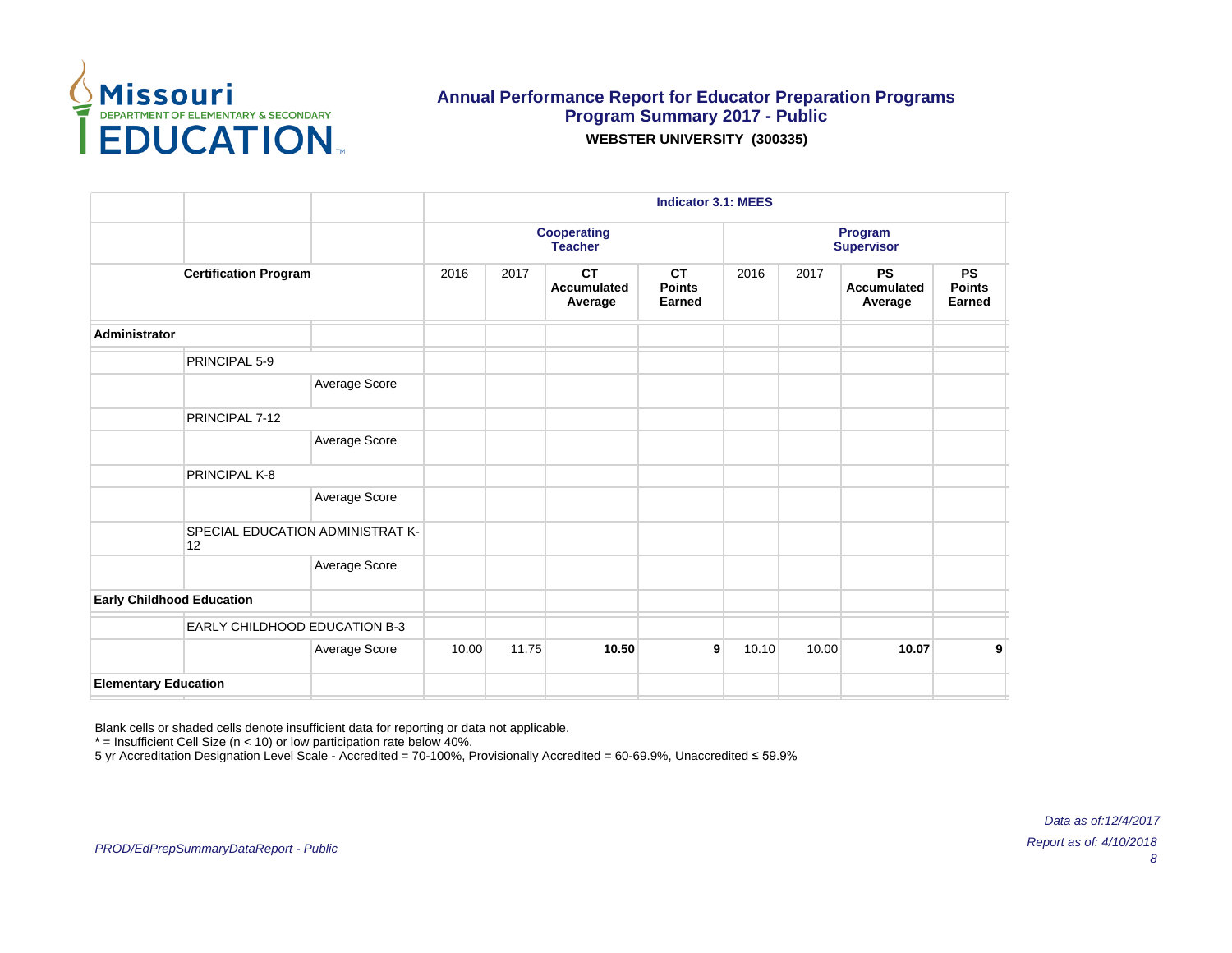# Annual Performance Report for Educator Preparation Programs
## Program Summary 2017 - Public
**WEBSTER UNIVERSITY (300335)**

| | | | Indicator 3.1: MEES | | | | | | | |
|---|---|---|---|---|---|---|---|---|---|---|
| | | | Cooperating Teacher | | | | Program Supervisor | | | |
| Certification Program | | | 2016 | 2017 | CT Accumulated Average | CT Points Earned | 2016 | 2017 | PS Accumulated Average | PS Points Earned |
| **Administrator** | | | | | | | | | | |
| | PRINCIPAL 5-9 | | | | | | | | | |
| | | Average Score | | | | | | | | |
| | PRINCIPAL 7-12 | | | | | | | | | |
| | | Average Score | | | | | | | | |
| | PRINCIPAL K-8 | | | | | | | | | |
| | | Average Score | | | | | | | | |
| | SPECIAL EDUCATION ADMINISTRAT K-12 | | | | | | | | | |
| | | Average Score | | | | | | | | |
| **Early Childhood Education** | | | | | | | | | | |
| | EARLY CHILDHOOD EDUCATION B-3 | | | | | | | | | |
| | | Average Score | 10.00 | 11.75 | **10.50** | **9** | 10.10 | 10.00 | **10.07** | **9** |
| **Elementary Education** | | | | | | | | | | |

Blank cells or shaded cells denote insufficient data for reporting or data not applicable.
* = Insufficient Cell Size (n < 10) or low participation rate below 40%.
5 yr Accreditation Designation Level Scale - Accredited = 70-100%, Provisionally Accredited = 60-69.9%, Unaccredited ≤ 59.9%

*Data as of:12/4/2017*
*Report as of: 4/10/2018*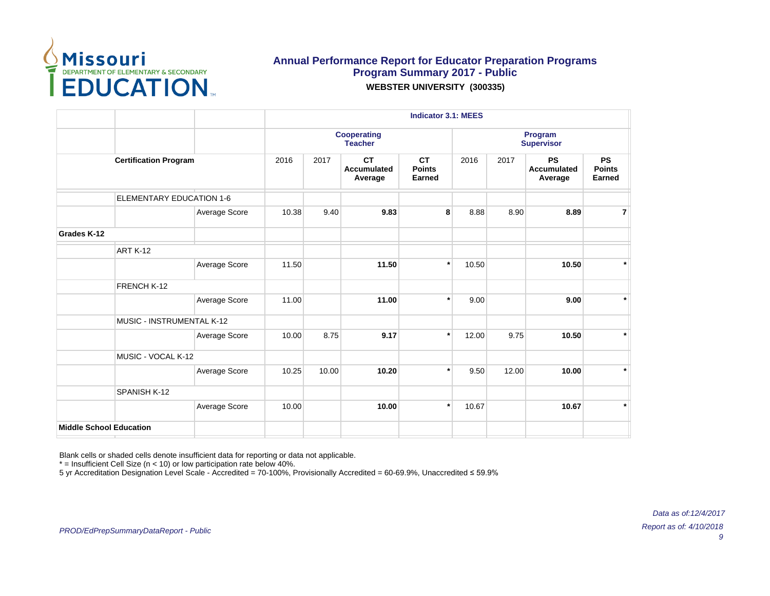# Annual Performance Report for Educator Preparation Programs
## Program Summary 2017 - Public

**WEBSTER UNIVERSITY (300335)**

| | | | Indicator 3.1: MEES | | | | | | | |
|---|---|---|---|---|---|---|---|---|---|---|
| | | | Cooperating Teacher | | | | Program Supervisor | | | |
| Certification Program | | | 2016 | 2017 | CT Accumulated Average | CT Points Earned | 2016 | 2017 | PS Accumulated Average | PS Points Earned |
| | ELEMENTARY EDUCATION 1-6 | | | | | | | | | |
| | | Average Score | 10.38 | 9.40 | **9.83** | **8** | 8.88 | 8.90 | **8.89** | **7** |
| **Grades K-12** | | | | | | | | | | |
| | ART K-12 | | | | | | | | | |
| | | Average Score | 11.50 | | **11.50** | * | 10.50 | | **10.50** | * |
| | FRENCH K-12 | | | | | | | | | |
| | | Average Score | 11.00 | | **11.00** | * | 9.00 | | **9.00** | * |
| | MUSIC - INSTRUMENTAL K-12 | | | | | | | | | |
| | | Average Score | 10.00 | 8.75 | **9.17** | * | 12.00 | 9.75 | **10.50** | * |
| | MUSIC - VOCAL K-12 | | | | | | | | | |
| | | Average Score | 10.25 | 10.00 | **10.20** | * | 9.50 | 12.00 | **10.00** | * |
| | SPANISH K-12 | | | | | | | | | |
| | | Average Score | 10.00 | | **10.00** | * | 10.67 | | **10.67** | * |
| **Middle School Education** | | | | | | | | | | |

Blank cells or shaded cells denote insufficient data for reporting or data not applicable.
* = Insufficient Cell Size (n < 10) or low participation rate below 40%.
5 yr Accreditation Designation Level Scale - Accredited = 70-100%, Provisionally Accredited = 60-69.9%, Unaccredited ≤ 59.9%

*Data as of:12/4/2017*

*PROD/EdPrepSummaryDataReport - Public*

*Report as of: 4/10/2018*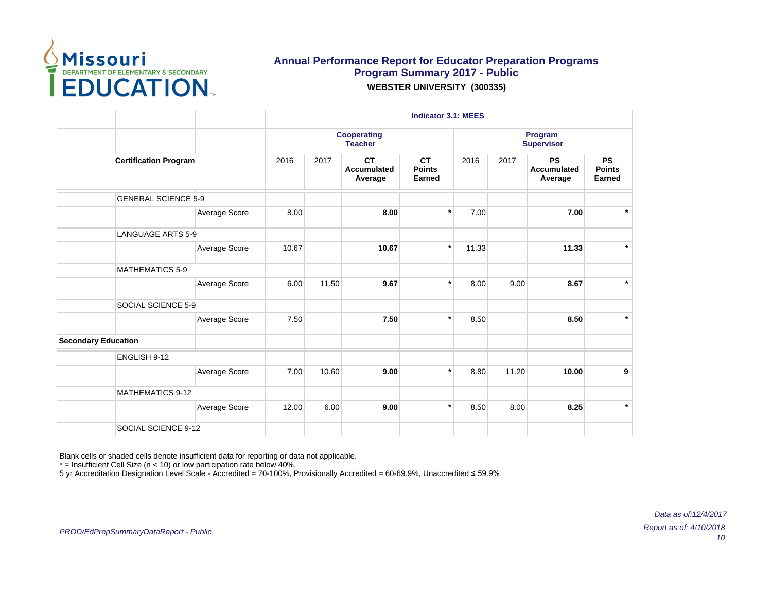# Annual Performance Report for Educator Preparation Programs
## Program Summary 2017 - Public
### WEBSTER UNIVERSITY (300335)

| Certification Program | | | Indicator 3.1: MEES | | | | | | | |
|---|---|---|---|---|---|---|---|---|---|---|
| | | | Cooperating Teacher | | | | Program Supervisor | | | |
| | | | 2016 | 2017 | CT Accumulated Average | CT Points Earned | 2016 | 2017 | PS Accumulated Average | PS Points Earned |
| | GENERAL SCIENCE 5-9 | | | | | | | | | |
| | | Average Score | 8.00 | | **8.00** | * | 7.00 | | **7.00** | * |
| | LANGUAGE ARTS 5-9 | | | | | | | | | |
| | | Average Score | 10.67 | | **10.67** | * | 11.33 | | **11.33** | * |
| | MATHEMATICS 5-9 | | | | | | | | | |
| | | Average Score | 6.00 | 11.50 | **9.67** | * | 8.00 | 9.00 | **8.67** | * |
| | SOCIAL SCIENCE 5-9 | | | | | | | | | |
| | | Average Score | 7.50 | | **7.50** | * | 8.50 | | **8.50** | * |
| **Secondary Education** | | | | | | | | | | |
| | ENGLISH 9-12 | | | | | | | | | |
| | | Average Score | 7.00 | 10.60 | **9.00** | * | 8.80 | 11.20 | **10.00** | **9** |
| | MATHEMATICS 9-12 | | | | | | | | | |
| | | Average Score | 12.00 | 6.00 | **9.00** | * | 8.50 | 8.00 | **8.25** | * |
| | SOCIAL SCIENCE 9-12 | | | | | | | | | |

Blank cells or shaded cells denote insufficient data for reporting or data not applicable.
* = Insufficient Cell Size (n < 10) or low participation rate below 40%.
5 yr Accreditation Designation Level Scale - Accredited = 70-100%, Provisionally Accredited = 60-69.9%, Unaccredited ≤ 59.9%

*PROD/EdPrepSummaryDataReport - Public*

*Data as of:12/4/2017*
*Report as of: 4/10/2018*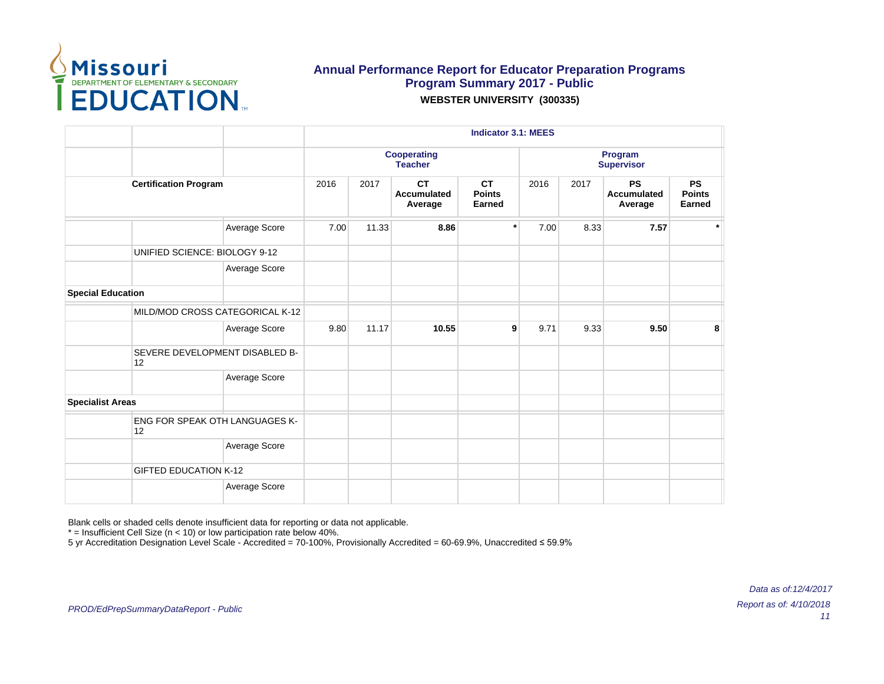# Annual Performance Report for Educator Preparation Programs
## Program Summary 2017 - Public
### WEBSTER UNIVERSITY (300335)

| | | | Indicator 3.1: MEES | | | | | | | |
|---|---|---|---|---|---|---|---|---|---|---|
| | | | Cooperating Teacher | | | | Program Supervisor | | | |
| Certification Program | | | 2016 | 2017 | CT Accumulated Average | CT Points Earned | 2016 | 2017 | PS Accumulated Average | PS Points Earned |
| | | Average Score | 7.00 | 11.33 | **8.86** | * | 7.00 | 8.33 | **7.57** | * |
| | UNIFIED SCIENCE: BIOLOGY 9-12 | | | | | | | | | |
| | | Average Score | | | | | | | | |
| **Special Education** | | | | | | | | | | |
| | MILD/MOD CROSS CATEGORICAL K-12 | | | | | | | | | |
| | | Average Score | 9.80 | 11.17 | **10.55** | **9** | 9.71 | 9.33 | **9.50** | **8** |
| | SEVERE DEVELOPMENT DISABLED B-12 | | | | | | | | | |
| | | Average Score | | | | | | | | |
| **Specialist Areas** | | | | | | | | | | |
| | ENG FOR SPEAK OTH LANGUAGES K-12 | | | | | | | | | |
| | | Average Score | | | | | | | | |
| | GIFTED EDUCATION K-12 | | | | | | | | | |
| | | Average Score | | | | | | | | |

Blank cells or shaded cells denote insufficient data for reporting or data not applicable.
* = Insufficient Cell Size (n < 10) or low participation rate below 40%.
5 yr Accreditation Designation Level Scale - Accredited = 70-100%, Provisionally Accredited = 60-69.9%, Unaccredited ≤ 59.9%

*PROD/EdPrepSummaryDataReport - Public*

*Data as of:12/4/2017*
*Report as of: 4/10/2018*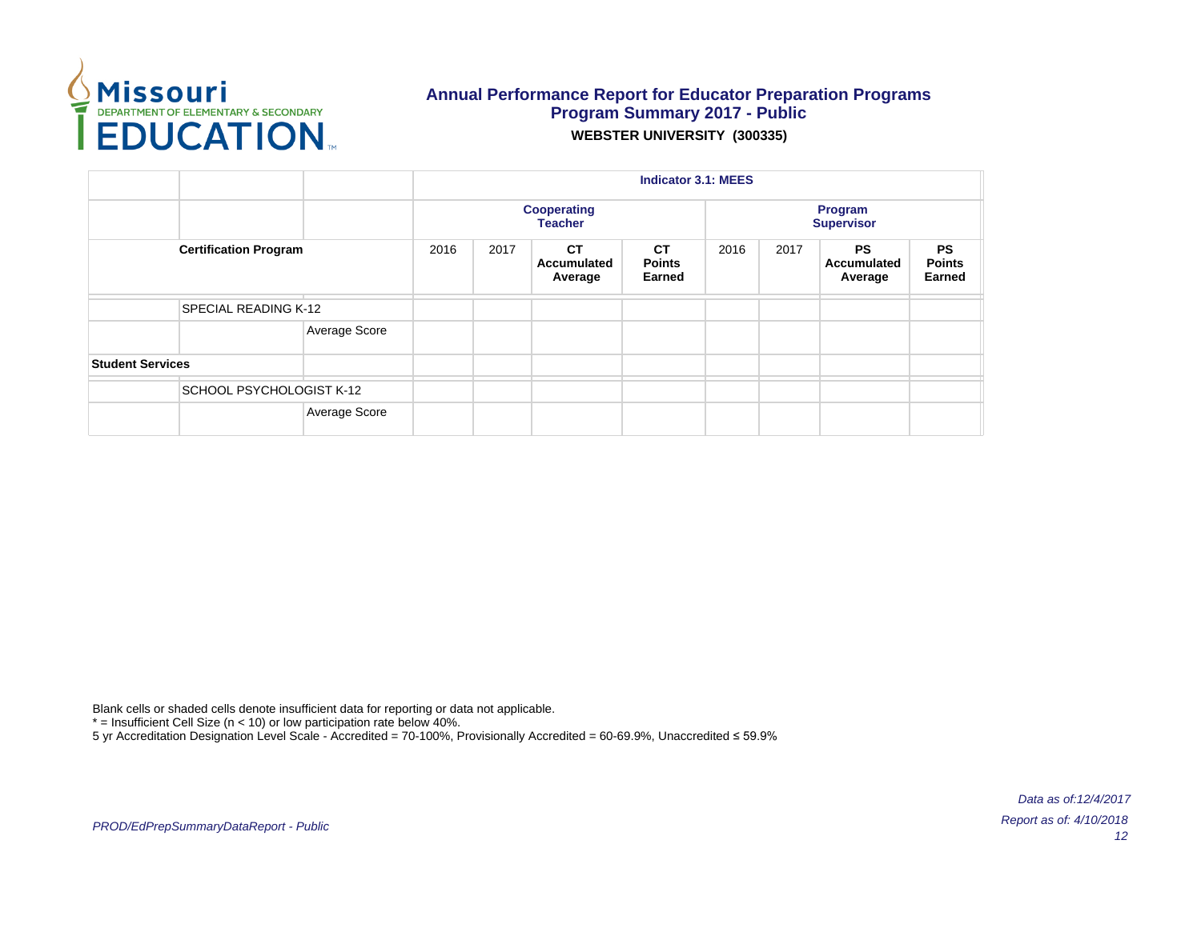# Annual Performance Report for Educator Preparation Programs

## Program Summary 2017 - Public

**WEBSTER UNIVERSITY (300335)**

| | | | Indicator 3.1: MEES | | | | | | | |
|---|---|---|---|---|---|---|---|---|---|---|
| | | | Cooperating Teacher | | | | Program Supervisor | | | |
| Certification Program | | | 2016 | 2017 | CT Accumulated Average | CT Points Earned | 2016 | 2017 | PS Accumulated Average | PS Points Earned |
| | SPECIAL READING K-12 | | | | | | | | | |
| | | Average Score | | | | | | | | |
| **Student Services** | | | | | | | | | | |
| | SCHOOL PSYCHOLOGIST K-12 | | | | | | | | | |
| | | Average Score | | | | | | | | |

Blank cells or shaded cells denote insufficient data for reporting or data not applicable.
* = Insufficient Cell Size (n < 10) or low participation rate below 40%.
5 yr Accreditation Designation Level Scale - Accredited = 70-100%, Provisionally Accredited = 60-69.9%, Unaccredited ≤ 59.9%

*Data as of:12/4/2017*

*PROD/EdPrepSummaryDataReport - Public*

*Report as of: 4/10/2018*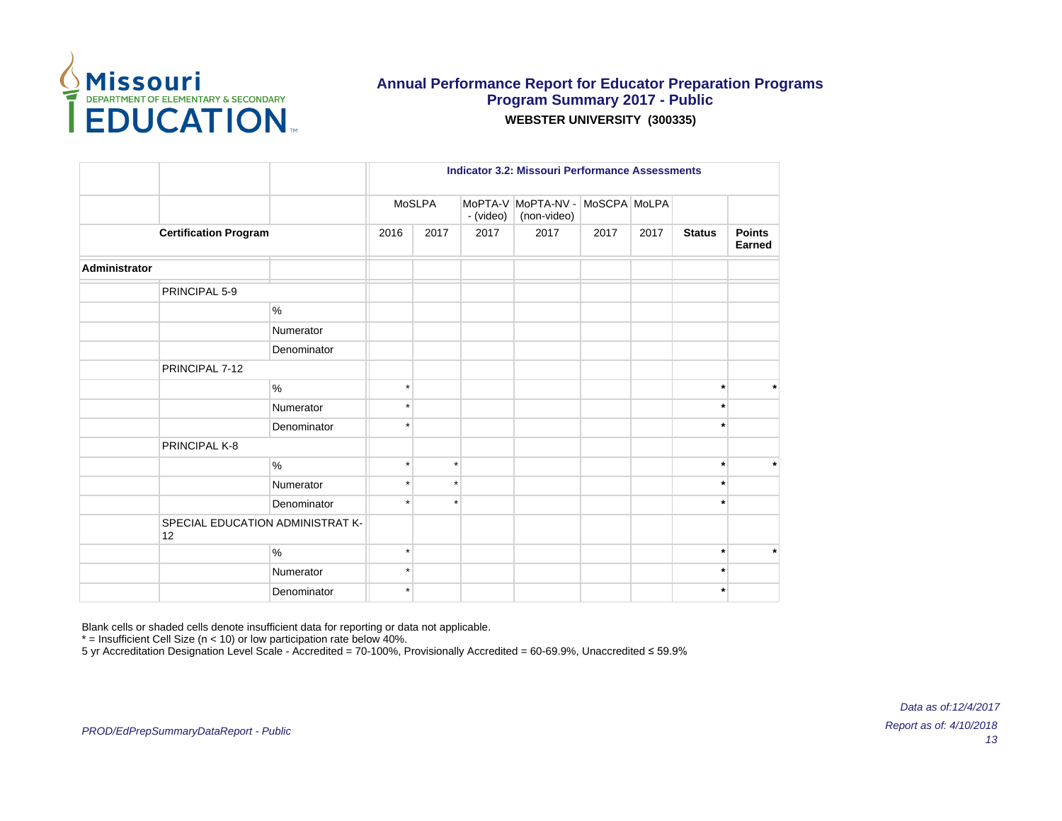# Annual Performance Report for Educator Preparation Programs
## Program Summary 2017 - Public
### WEBSTER UNIVERSITY (300335)

| | | | Indicator 3.2: Missouri Performance Assessments | | | | | | | |
|---|---|---|---|---|---|---|---|---|---|---|
| | | | MoSLPA | | MoPTA-V - (video) | MoPTA-NV - (non-video) | MoSCPA | MoLPA | | |
| | Certification Program | | 2016 | 2017 | 2017 | 2017 | 2017 | 2017 | Status | Points Earned |
| Administrator | | | | | | | | | | |
| | PRINCIPAL 5-9 | | | | | | | | | |
| | | % | | | | | | | | |
| | | Numerator | | | | | | | | |
| | | Denominator | | | | | | | | |
| | PRINCIPAL 7-12 | | | | | | | | | |
| | | % | * | | | | | | * | * |
| | | Numerator | * | | | | | | * | |
| | | Denominator | * | | | | | | * | |
| | PRINCIPAL K-8 | | | | | | | | | |
| | | % | * | * | | | | | * | * |
| | | Numerator | * | * | | | | | * | |
| | | Denominator | * | * | | | | | * | |
| | SPECIAL EDUCATION ADMINISTRAT K-12 | | | | | | | | | |
| | | % | * | | | | | | * | * |
| | | Numerator | * | | | | | | * | |
| | | Denominator | * | | | | | | * | |

Blank cells or shaded cells denote insufficient data for reporting or data not applicable.
* = Insufficient Cell Size (n < 10) or low participation rate below 40%.
5 yr Accreditation Designation Level Scale - Accredited = 70-100%, Provisionally Accredited = 60-69.9%, Unaccredited ≤ 59.9%

*Data as of:12/4/2017*
*Report as of: 4/10/2018*

*PROD/EdPrepSummaryDataReport - Public*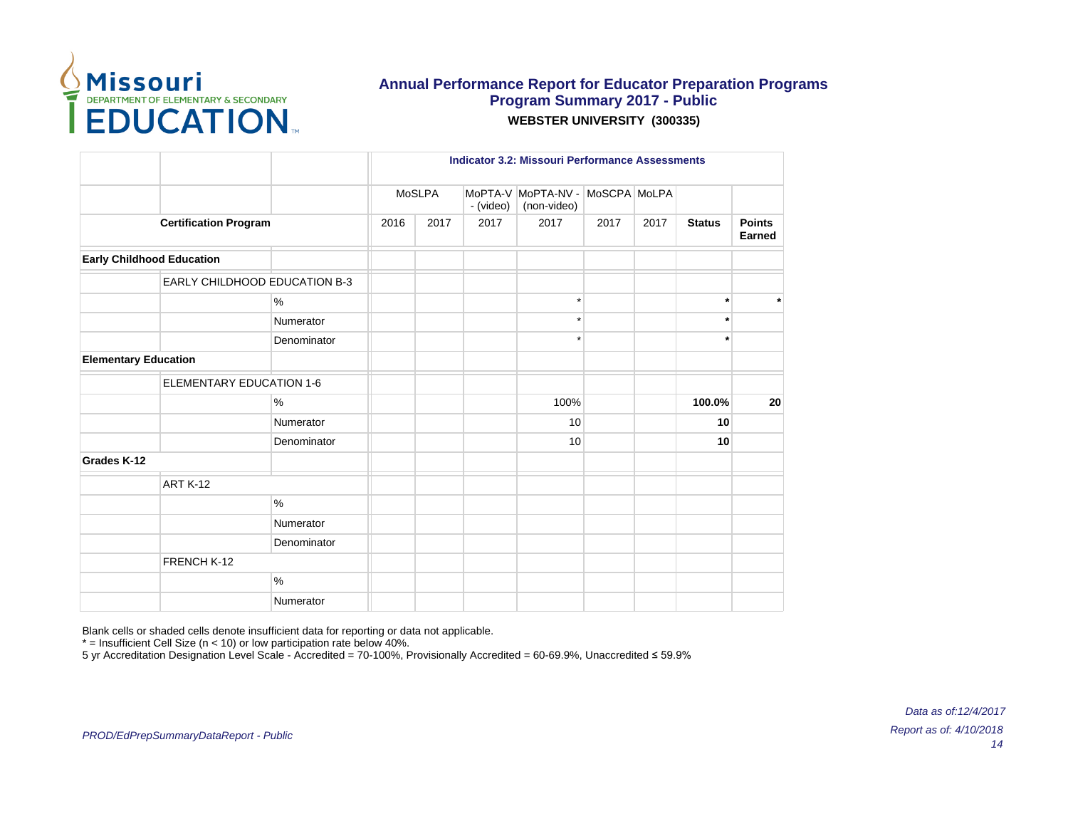# Annual Performance Report for Educator Preparation Programs
## Program Summary 2017 - Public
**WEBSTER UNIVERSITY (300335)**

| | | | Indicator 3.2: Missouri Performance Assessments | | | | | | | |
|---|---|---|---|---|---|---|---|---|---|---|
| | | | MoSLPA | | MoPTA-V - (video) | MoPTA-NV - (non-video) | MoSCPA | MoLPA | | |
| **Certification Program** | | | 2016 | 2017 | 2017 | 2017 | 2017 | 2017 | **Status** | **Points Earned** |
| **Early Childhood Education** | | | | | | | | | | |
| | EARLY CHILDHOOD EDUCATION B-3 | | | | | | | | | |
| | | % | | | | * | | | * | * |
| | | Numerator | | | | * | | | * | |
| | | Denominator | | | | * | | | * | |
| **Elementary Education** | | | | | | | | | | |
| | ELEMENTARY EDUCATION 1-6 | | | | | | | | | |
| | | % | | | | 100% | | | **100.0%** | **20** |
| | | Numerator | | | | 10 | | | **10** | |
| | | Denominator | | | | 10 | | | **10** | |
| **Grades K-12** | | | | | | | | | | |
| | ART K-12 | | | | | | | | | |
| | | % | | | | | | | | |
| | | Numerator | | | | | | | | |
| | | Denominator | | | | | | | | |
| | FRENCH K-12 | | | | | | | | | |
| | | % | | | | | | | | |
| | | Numerator | | | | | | | | |

Blank cells or shaded cells denote insufficient data for reporting or data not applicable.
* = Insufficient Cell Size (n < 10) or low participation rate below 40%.
5 yr Accreditation Designation Level Scale - Accredited = 70-100%, Provisionally Accredited = 60-69.9%, Unaccredited ≤ 59.9%

*Data as of:12/4/2017*
*Report as of: 4/10/2018*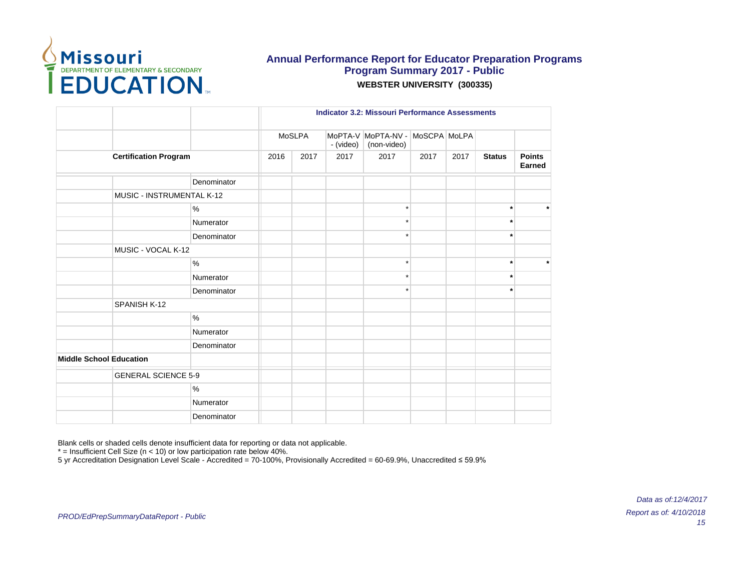# Annual Performance Report for Educator Preparation Programs
## Program Summary 2017 - Public
### WEBSTER UNIVERSITY (300335)

| | | | Indicator 3.2: Missouri Performance Assessments | | | | | | | |
|---|---|---|---|---|---|---|---|---|---|---|
| | | | MoSLPA | | MoPTA-V - (video) | MoPTA-NV - (non-video) | MoSCPA | MoLPA | | |
| Certification Program | | | 2016 | 2017 | 2017 | 2017 | 2017 | 2017 | Status | Points Earned |
| | | Denominator | | | | | | | | |
| | MUSIC - INSTRUMENTAL K-12 | | | | | | | | | |
| | | % | | | | * | | | * | * |
| | | Numerator | | | | * | | | * | |
| | | Denominator | | | | * | | | * | |
| | MUSIC - VOCAL K-12 | | | | | | | | | |
| | | % | | | | * | | | * | * |
| | | Numerator | | | | * | | | * | |
| | | Denominator | | | | * | | | * | |
| | SPANISH K-12 | | | | | | | | | |
| | | % | | | | | | | | |
| | | Numerator | | | | | | | | |
| | | Denominator | | | | | | | | |
| **Middle School Education** | | | | | | | | | | |
| | GENERAL SCIENCE 5-9 | | | | | | | | | |
| | | % | | | | | | | | |
| | | Numerator | | | | | | | | |
| | | Denominator | | | | | | | | |

Blank cells or shaded cells denote insufficient data for reporting or data not applicable.
* = Insufficient Cell Size (n < 10) or low participation rate below 40%.
5 yr Accreditation Designation Level Scale - Accredited = 70-100%, Provisionally Accredited = 60-69.9%, Unaccredited ≤ 59.9%

*Data as of:12/4/2017*
*Report as of: 4/10/2018*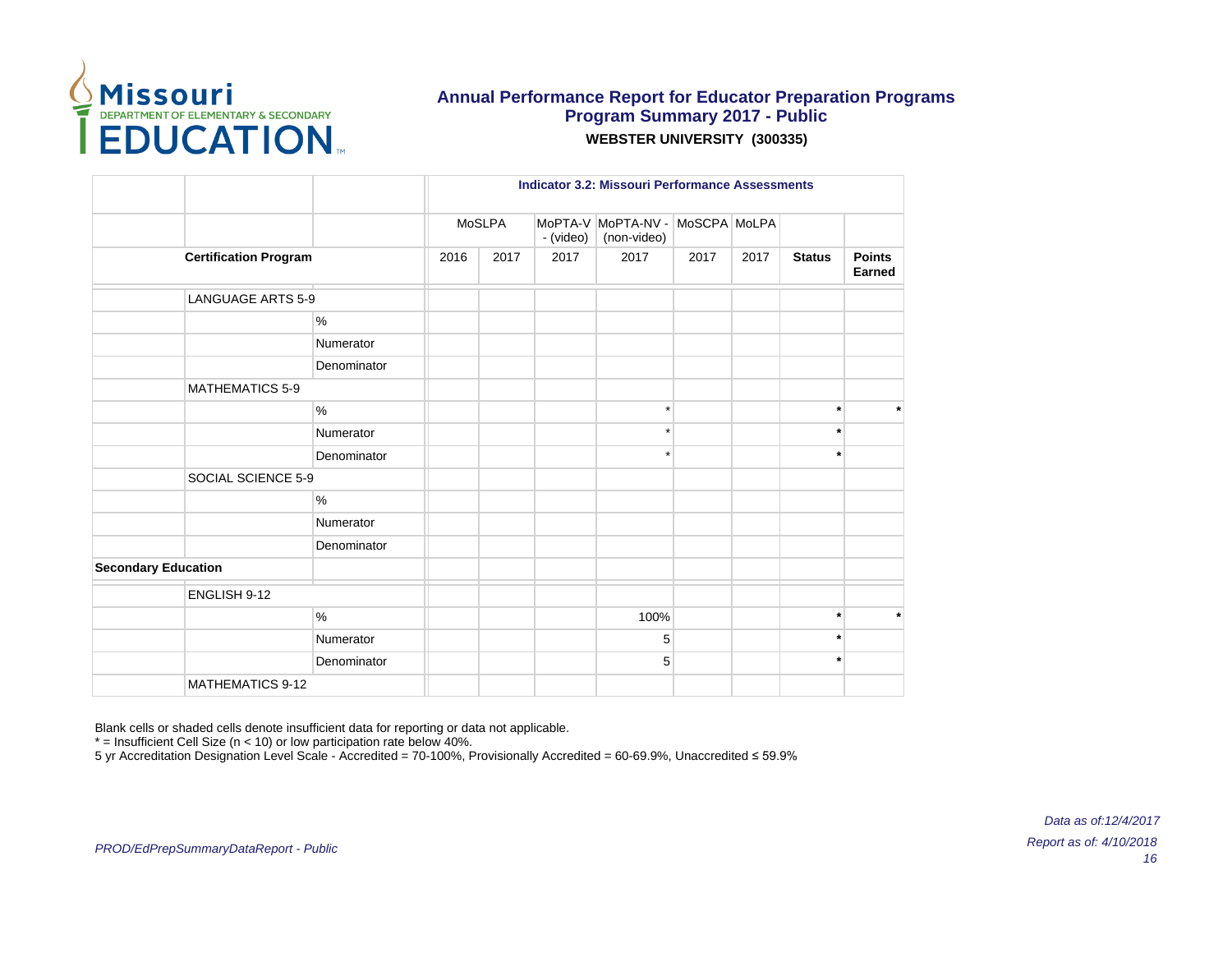# Annual Performance Report for Educator Preparation Programs
## Program Summary 2017 - Public
### WEBSTER UNIVERSITY (300335)

| | | | Indicator 3.2: Missouri Performance Assessments | | | | | | | |
|---|---|---|---|---|---|---|---|---|---|---|
| | | | MoSLPA | | MoPTA-V - (video) | MoPTA-NV - (non-video) | MoSCPA | MoLPA | | |
| Certification Program | | | 2016 | 2017 | 2017 | 2017 | 2017 | 2017 | Status | Points Earned |
| | LANGUAGE ARTS 5-9 | | | | | | | | | |
| | | % | | | | | | | | |
| | | Numerator | | | | | | | | |
| | | Denominator | | | | | | | | |
| | MATHEMATICS 5-9 | | | | | | | | | |
| | | % | | | | * | | | * | * |
| | | Numerator | | | | * | | | * | |
| | | Denominator | | | | * | | | * | |
| | SOCIAL SCIENCE 5-9 | | | | | | | | | |
| | | % | | | | | | | | |
| | | Numerator | | | | | | | | |
| | | Denominator | | | | | | | | |
| **Secondary Education** | | | | | | | | | | |
| | ENGLISH 9-12 | | | | | | | | | |
| | | % | | | | 100% | | | * | * |
| | | Numerator | | | | 5 | | | * | |
| | | Denominator | | | | 5 | | | * | |
| | MATHEMATICS 9-12 | | | | | | | | | |

Blank cells or shaded cells denote insufficient data for reporting or data not applicable.
* = Insufficient Cell Size (n < 10) or low participation rate below 40%.
5 yr Accreditation Designation Level Scale - Accredited = 70-100%, Provisionally Accredited = 60-69.9%, Unaccredited ≤ 59.9%

*PROD/EdPrepSummaryDataReport - Public*

*Data as of:12/4/2017*
*Report as of: 4/10/2018*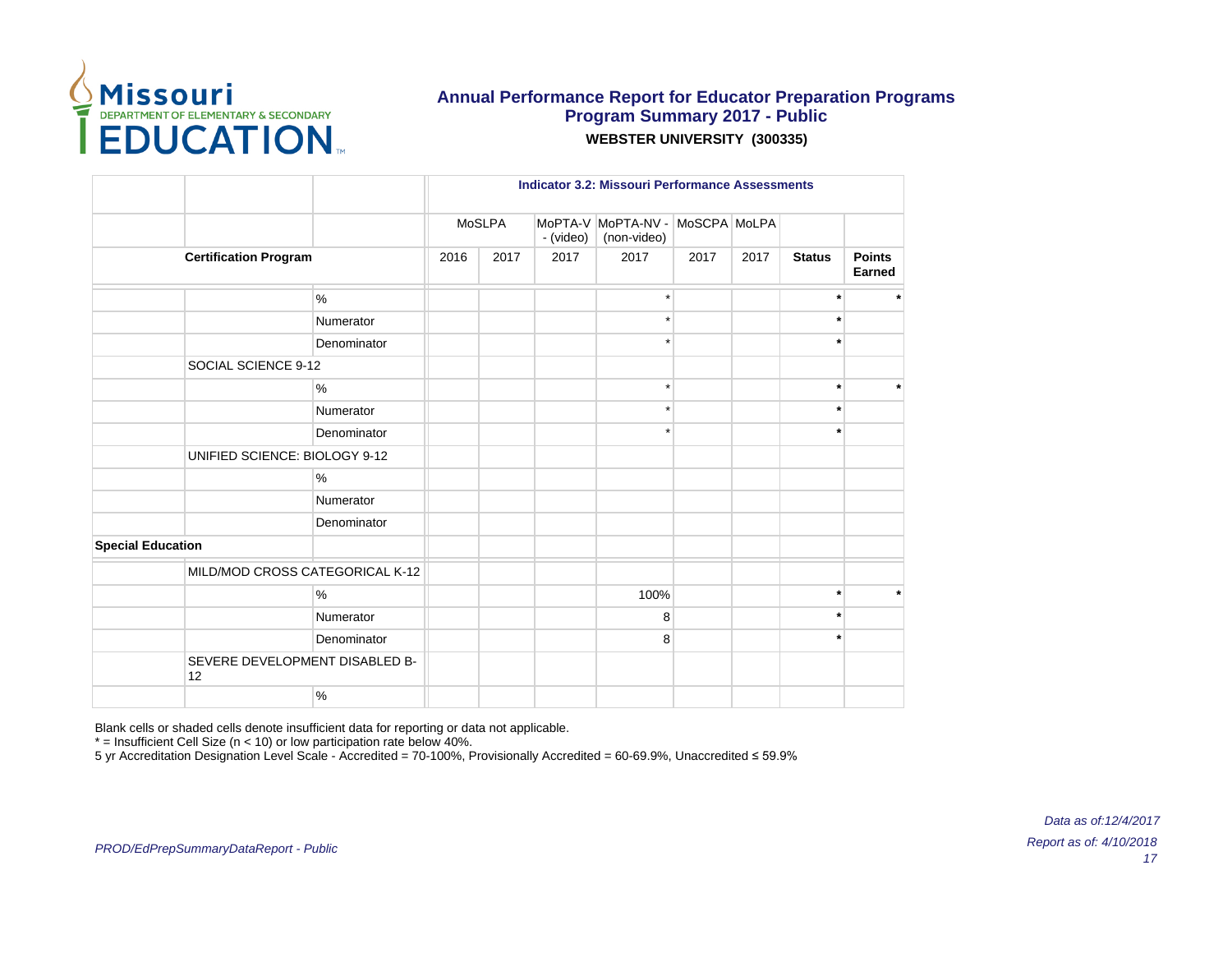# Annual Performance Report for Educator Preparation Programs
## Program Summary 2017 - Public
### WEBSTER UNIVERSITY (300335)

| | | | Indicator 3.2: Missouri Performance Assessments | | | | | | | |
|---|---|---|---|---|---|---|---|---|---|---|
| | | | MoSLPA | | MoPTA-V - (video) | MoPTA-NV - (non-video) | MoSCPA | MoLPA | | |
| Certification Program | | | 2016 | 2017 | 2017 | 2017 | 2017 | 2017 | Status | Points Earned |
| | | % | | | | * | | | * | * |
| | | Numerator | | | | * | | | * | |
| | | Denominator | | | | * | | | * | |
| | SOCIAL SCIENCE 9-12 | | | | | | | | | |
| | | % | | | | * | | | * | * |
| | | Numerator | | | | * | | | * | |
| | | Denominator | | | | * | | | * | |
| | UNIFIED SCIENCE: BIOLOGY 9-12 | | | | | | | | | |
| | | % | | | | | | | | |
| | | Numerator | | | | | | | | |
| | | Denominator | | | | | | | | |
| **Special Education** | | | | | | | | | | |
| | MILD/MOD CROSS CATEGORICAL K-12 | | | | | | | | | |
| | | % | | | | 100% | | | * | * |
| | | Numerator | | | | 8 | | | * | |
| | | Denominator | | | | 8 | | | * | |
| | SEVERE DEVELOPMENT DISABLED B-12 | | | | | | | | | |
| | | % | | | | | | | | |

Blank cells or shaded cells denote insufficient data for reporting or data not applicable.
* = Insufficient Cell Size (n < 10) or low participation rate below 40%.
5 yr Accreditation Designation Level Scale - Accredited = 70-100%, Provisionally Accredited = 60-69.9%, Unaccredited ≤ 59.9%

*PROD/EdPrepSummaryDataReport - Public*

*Data as of:12/4/2017*
*Report as of: 4/10/2018*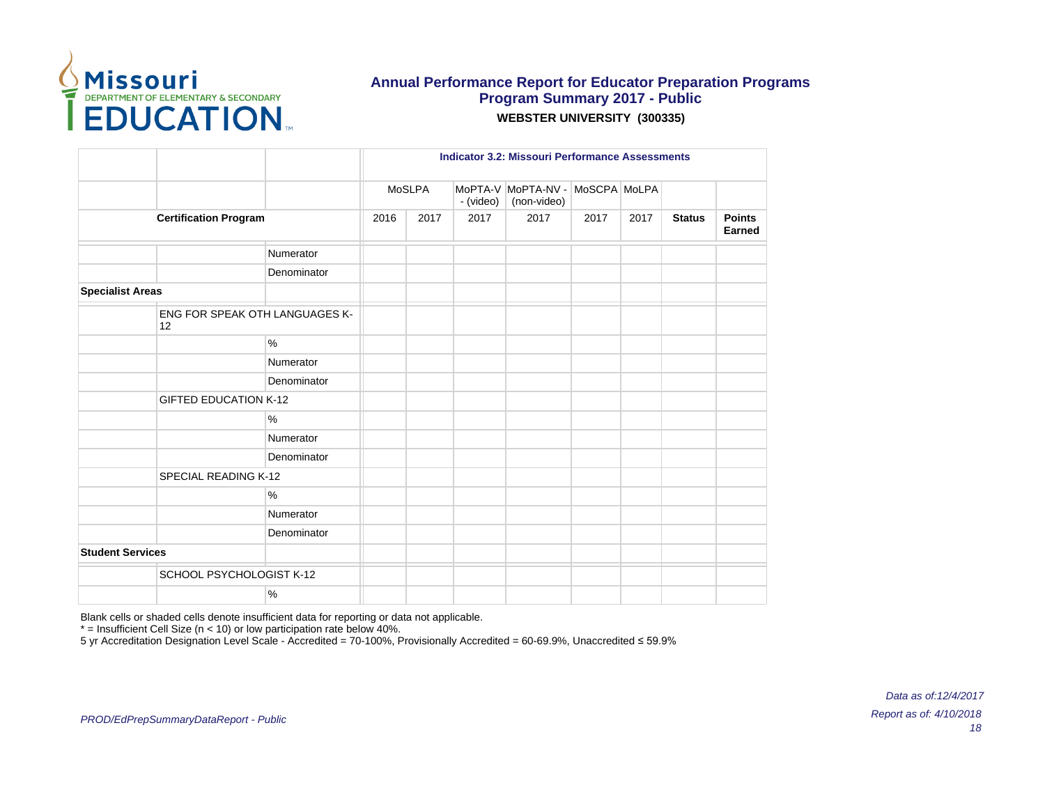# Annual Performance Report for Educator Preparation Programs
## Program Summary 2017 - Public
### WEBSTER UNIVERSITY (300335)

| | | | Indicator 3.2: Missouri Performance Assessments | | | | | | | |
|---|---|---|---|---|---|---|---|---|---|---|
| | | | MoSLPA | | MoPTA-V - (video) | MoPTA-NV - (non-video) | MoSCPA | MoLPA | | |
| Certification Program | | | 2016 | 2017 | 2017 | 2017 | 2017 | 2017 | Status | Points Earned |
| | | Numerator | | | | | | | | |
| | | Denominator | | | | | | | | |
| Specialist Areas | | | | | | | | | | |
| | ENG FOR SPEAK OTH LANGUAGES K-12 | | | | | | | | | |
| | | % | | | | | | | | |
| | | Numerator | | | | | | | | |
| | | Denominator | | | | | | | | |
| | GIFTED EDUCATION K-12 | | | | | | | | | |
| | | % | | | | | | | | |
| | | Numerator | | | | | | | | |
| | | Denominator | | | | | | | | |
| | SPECIAL READING K-12 | | | | | | | | | |
| | | % | | | | | | | | |
| | | Numerator | | | | | | | | |
| | | Denominator | | | | | | | | |
| Student Services | | | | | | | | | | |
| | SCHOOL PSYCHOLOGIST K-12 | | | | | | | | | |
| | | % | | | | | | | | |

Blank cells or shaded cells denote insufficient data for reporting or data not applicable.
* = Insufficient Cell Size (n < 10) or low participation rate below 40%.
5 yr Accreditation Designation Level Scale - Accredited = 70-100%, Provisionally Accredited = 60-69.9%, Unaccredited ≤ 59.9%

*PROD/EdPrepSummaryDataReport - Public*

*Data as of:12/4/2017*
*Report as of: 4/10/2018*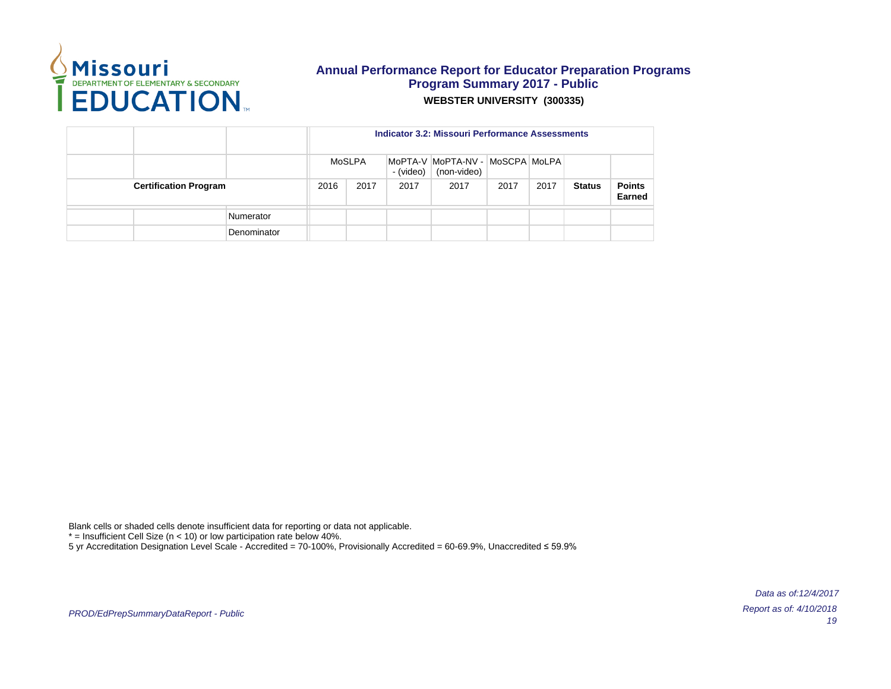# Annual Performance Report for Educator Preparation Programs
## Program Summary 2017 - Public
**WEBSTER UNIVERSITY (300335)**

| | | | Indicator 3.2: Missouri Performance Assessments | | | | | | | |
|---|---|---|---|---|---|---|---|---|---|---|
| | | | MoSLPA | | MoPTA-V - (video) | MoPTA-NV - (non-video) | MoSCPA | MoLPA | | |
| **Certification Program** | | | 2016 | 2017 | 2017 | 2017 | 2017 | 2017 | **Status** | **Points Earned** |
| | | Numerator | | | | | | | | |
| | | Denominator | | | | | | | | |

Blank cells or shaded cells denote insufficient data for reporting or data not applicable.
* = Insufficient Cell Size (n < 10) or low participation rate below 40%.
5 yr Accreditation Designation Level Scale - Accredited = 70-100%, Provisionally Accredited = 60-69.9%, Unaccredited ≤ 59.9%

*PROD/EdPrepSummaryDataReport - Public*

*Data as of:12/4/2017*
*Report as of: 4/10/2018*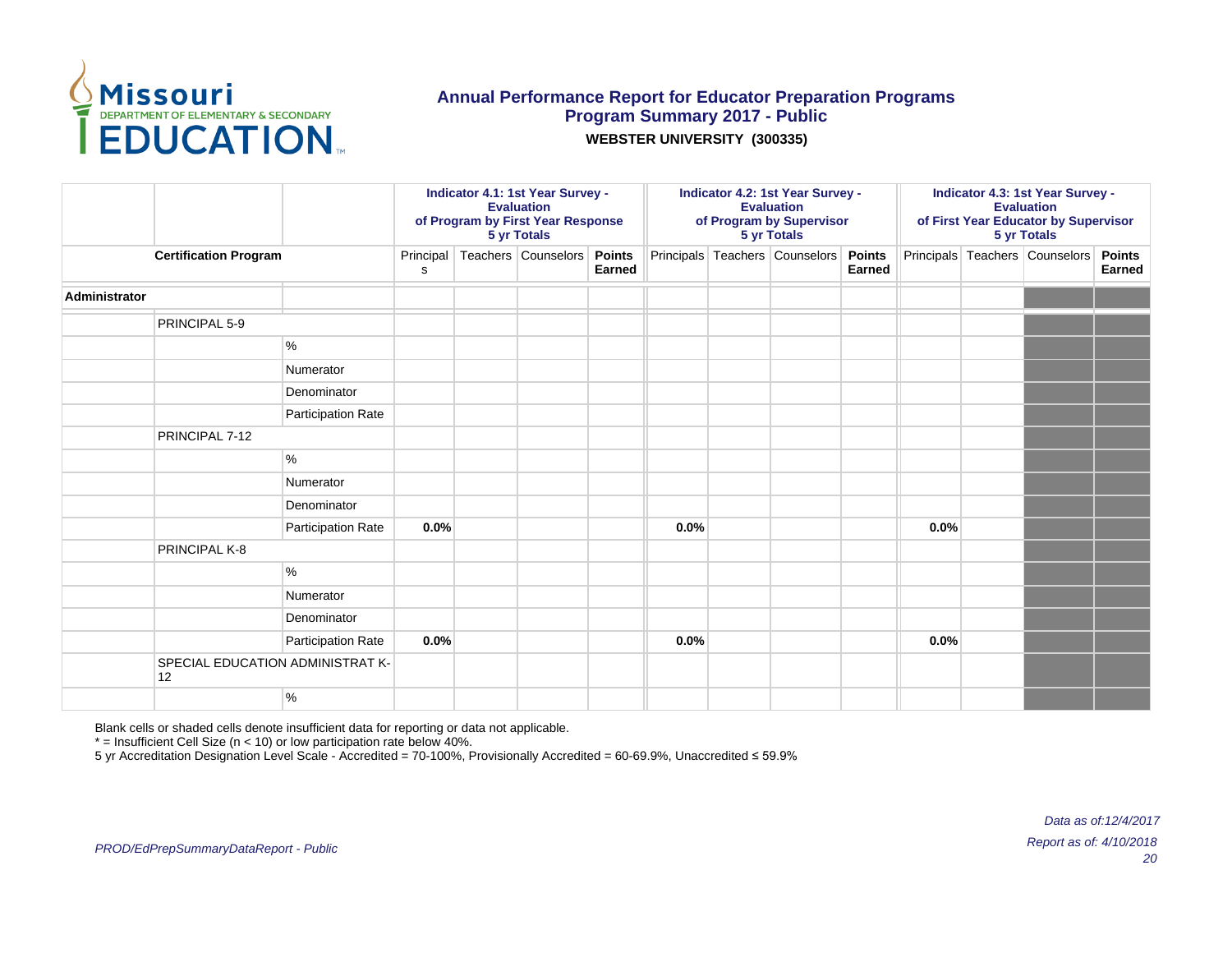# Annual Performance Report for Educator Preparation Programs
## Program Summary 2017 - Public
### WEBSTER UNIVERSITY (300335)

| | | | Indicator 4.1: 1st Year Survey - Evaluation of Program by First Year Response 5 yr Totals | | | | Indicator 4.2: 1st Year Survey - Evaluation of Program by Supervisor 5 yr Totals | | | | Indicator 4.3: 1st Year Survey - Evaluation of First Year Educator by Supervisor 5 yr Totals | | | |
|---|---|---|---|---|---|---|---|---|---|---|---|---|---|---|
| **Certification Program** | | | Principals | Teachers | Counselors | **Points Earned** | Principals | Teachers | Counselors | **Points Earned** | Principals | Teachers | Counselors | **Points Earned** |
| **Administrator** | | | | | | | | | | | | | | |
| | PRINCIPAL 5-9 | | | | | | | | | | | | | |
| | | % | | | | | | | | | | | | |
| | | Numerator | | | | | | | | | | | | |
| | | Denominator | | | | | | | | | | | | |
| | | Participation Rate | | | | | | | | | | | | |
| | PRINCIPAL 7-12 | | | | | | | | | | | | | |
| | | % | | | | | | | | | | | | |
| | | Numerator | | | | | | | | | | | | |
| | | Denominator | | | | | | | | | | | | |
| | | Participation Rate | **0.0%** | | | | **0.0%** | | | | **0.0%** | | | |
| | PRINCIPAL K-8 | | | | | | | | | | | | | |
| | | % | | | | | | | | | | | | |
| | | Numerator | | | | | | | | | | | | |
| | | Denominator | | | | | | | | | | | | |
| | | Participation Rate | **0.0%** | | | | **0.0%** | | | | **0.0%** | | | |
| | SPECIAL EDUCATION ADMINISTRAT K-12 | | | | | | | | | | | | | |
| | | % | | | | | | | | | | | | |

Blank cells or shaded cells denote insufficient data for reporting or data not applicable.
* = Insufficient Cell Size (n < 10) or low participation rate below 40%.
5 yr Accreditation Designation Level Scale - Accredited = 70-100%, Provisionally Accredited = 60-69.9%, Unaccredited ≤ 59.9%

*PROD/EdPrepSummaryDataReport - Public*

*Data as of:12/4/2017*
*Report as of: 4/10/2018*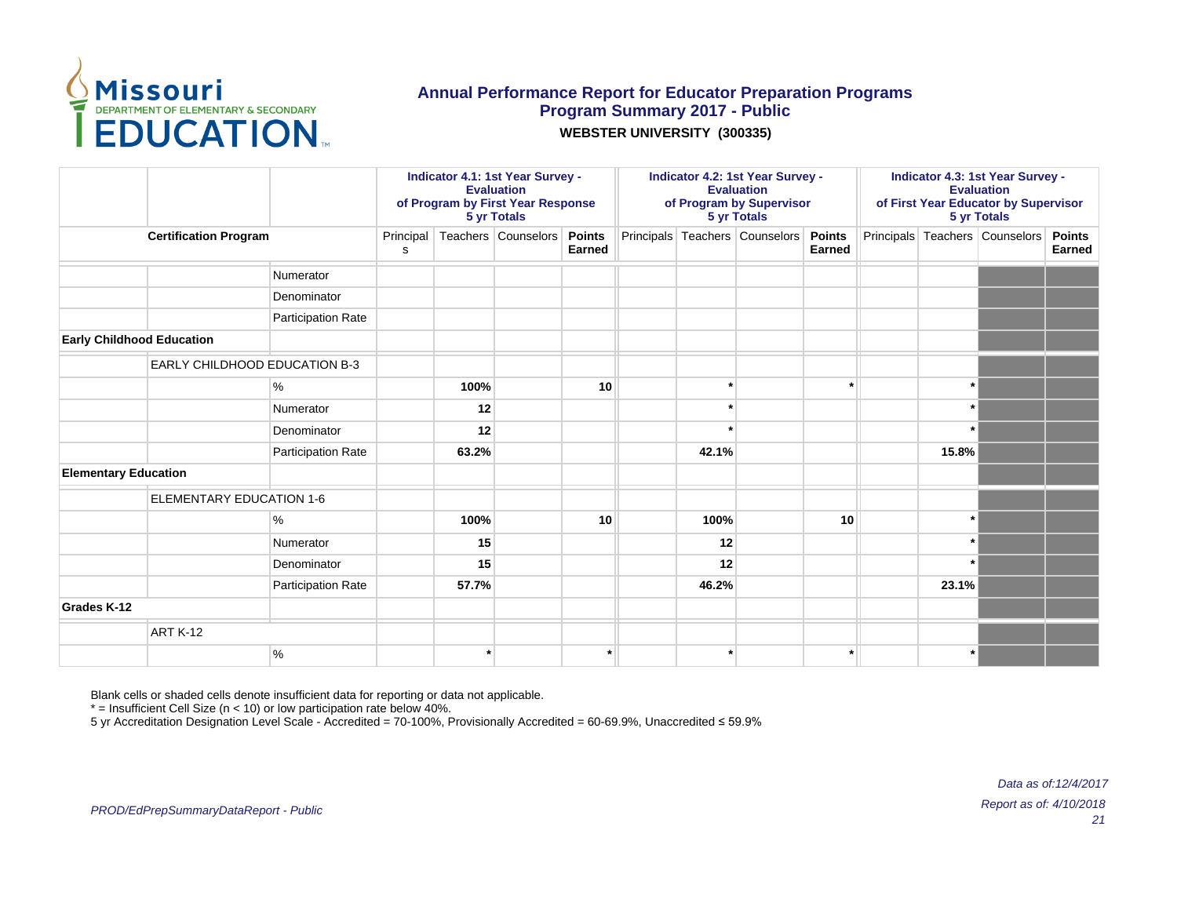# Annual Performance Report for Educator Preparation Programs

## Program Summary 2017 - Public

**WEBSTER UNIVERSITY (300335)**

| | | | Indicator 4.1: 1st Year Survey - Evaluation of Program by First Year Response 5 yr Totals | | | | Indicator 4.2: 1st Year Survey - Evaluation of Program by Supervisor 5 yr Totals | | | | Indicator 4.3: 1st Year Survey - Evaluation of First Year Educator by Supervisor 5 yr Totals | | | |
|---|---|---|---|---|---|---|---|---|---|---|---|---|---|---|
| Certification Program | | | Principals | Teachers | Counselors | Points Earned | Principals | Teachers | Counselors | Points Earned | Principals | Teachers | Counselors | Points Earned |
| | | Numerator | | | | | | | | | | | | |
| | | Denominator | | | | | | | | | | | | |
| | | Participation Rate | | | | | | | | | | | | |
| **Early Childhood Education** | | | | | | | | | | | | | | |
| | EARLY CHILDHOOD EDUCATION B-3 | | | | | | | | | | | | | |
| | | % | | **100%** | | **10** | | * | | * | | * | | |
| | | Numerator | | **12** | | | | * | | | | * | | |
| | | Denominator | | **12** | | | | * | | | | * | | |
| | | Participation Rate | | **63.2%** | | | | **42.1%** | | | | **15.8%** | | |
| **Elementary Education** | | | | | | | | | | | | | | |
| | ELEMENTARY EDUCATION 1-6 | | | | | | | | | | | | | |
| | | % | | **100%** | | **10** | | **100%** | | **10** | | * | | |
| | | Numerator | | **15** | | | | **12** | | | | * | | |
| | | Denominator | | **15** | | | | **12** | | | | * | | |
| | | Participation Rate | | **57.7%** | | | | **46.2%** | | | | **23.1%** | | |
| **Grades K-12** | | | | | | | | | | | | | | |
| | ART K-12 | | | | | | | | | | | | | |
| | | % | | * | | * | | * | | * | | * | | |

Blank cells or shaded cells denote insufficient data for reporting or data not applicable.
* = Insufficient Cell Size (n < 10) or low participation rate below 40%.
5 yr Accreditation Designation Level Scale - Accredited = 70-100%, Provisionally Accredited = 60-69.9%, Unaccredited ≤ 59.9%

*Data as of:12/4/2017*
*Report as of: 4/10/2018*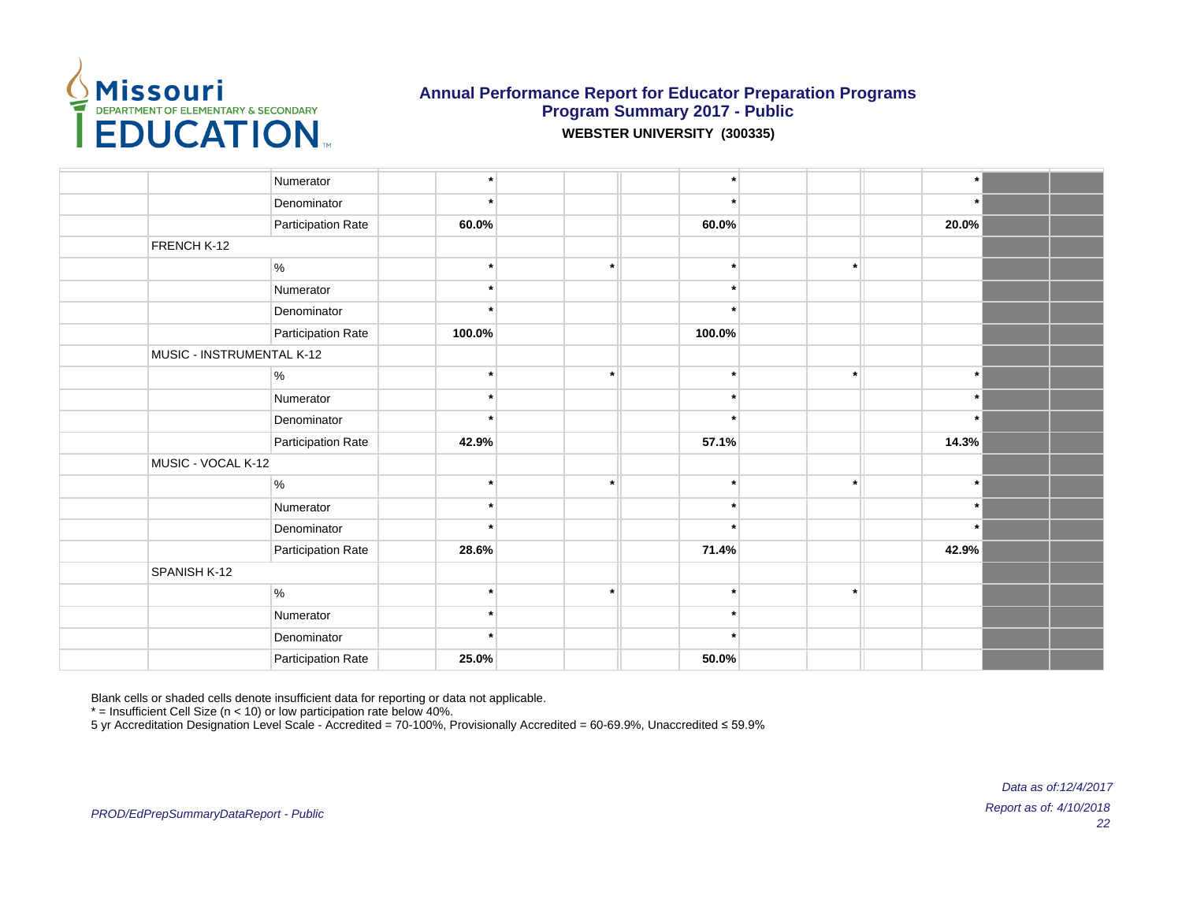Annual Performance Report for Educator Preparation Programs
Program Summary 2017 - Public
**WEBSTER UNIVERSITY (300335)**

| | | | | | | | | | | | | | | |
|---|---|---|---|---|---|---|---|---|---|---|---|---|---|---|
| | | Numerator | | * | | | | * | | | | * | | |
| | | Denominator | | * | | | | * | | | | * | | |
| | | Participation Rate | | **60.0%** | | | | **60.0%** | | | | **20.0%** | | |
| | FRENCH K-12 | | | | | | | | | | | | | |
| | | % | | * | | * | | * | | * | | | | |
| | | Numerator | | * | | | | * | | | | | | |
| | | Denominator | | * | | | | * | | | | | | |
| | | Participation Rate | | **100.0%** | | | | **100.0%** | | | | | | |
| | MUSIC - INSTRUMENTAL K-12 | | | | | | | | | | | | | |
| | | % | | * | | * | | * | | * | | * | | |
| | | Numerator | | * | | | | * | | | | * | | |
| | | Denominator | | * | | | | * | | | | * | | |
| | | Participation Rate | | **42.9%** | | | | **57.1%** | | | | **14.3%** | | |
| | MUSIC - VOCAL K-12 | | | | | | | | | | | | | |
| | | % | | * | | * | | * | | * | | * | | |
| | | Numerator | | * | | | | * | | | | * | | |
| | | Denominator | | * | | | | * | | | | * | | |
| | | Participation Rate | | **28.6%** | | | | **71.4%** | | | | **42.9%** | | |
| | SPANISH K-12 | | | | | | | | | | | | | |
| | | % | | * | | * | | * | | * | | | | |
| | | Numerator | | * | | | | * | | | | | | |
| | | Denominator | | * | | | | * | | | | | | |
| | | Participation Rate | | **25.0%** | | | | **50.0%** | | | | | | |

Blank cells or shaded cells denote insufficient data for reporting or data not applicable.
* = Insufficient Cell Size (n < 10) or low participation rate below 40%.
5 yr Accreditation Designation Level Scale - Accredited = 70-100%, Provisionally Accredited = 60-69.9%, Unaccredited ≤ 59.9%

*Data as of:12/4/2017*
*PROD/EdPrepSummaryDataReport - Public*
*Report as of: 4/10/2018*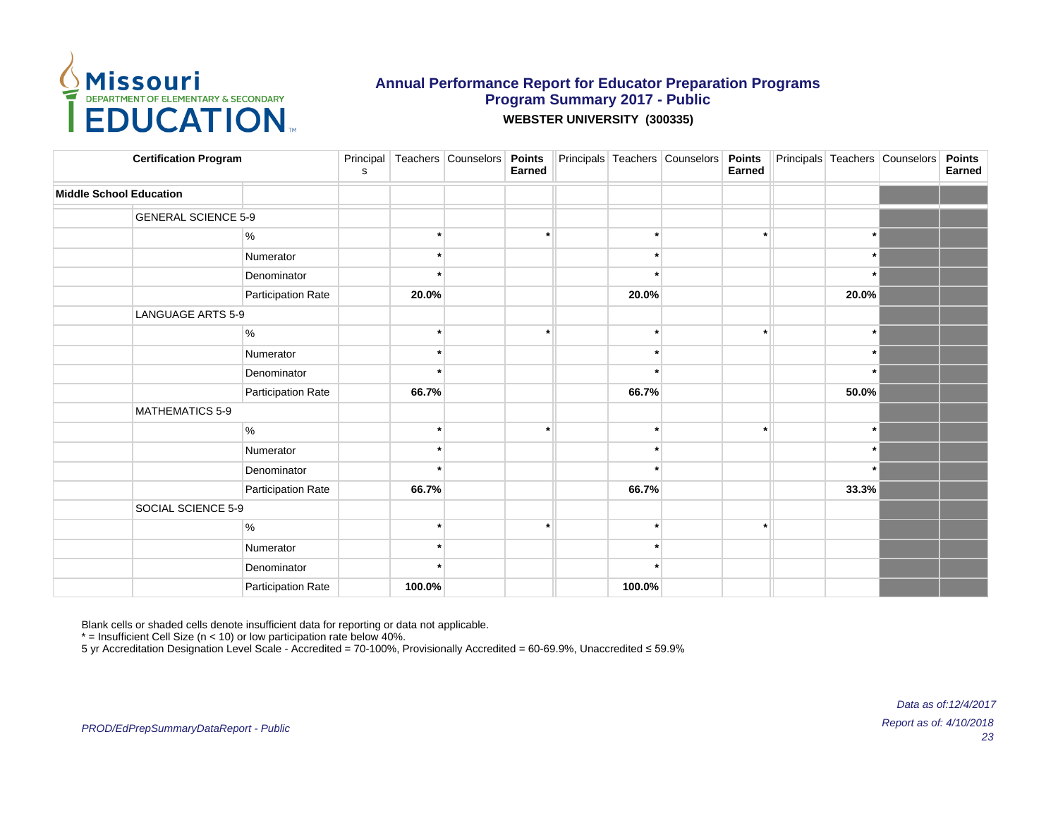# Annual Performance Report for Educator Preparation Programs
## Program Summary 2017 - Public
### WEBSTER UNIVERSITY (300335)

| Certification Program | | | Principals | Teachers | Counselors | Points Earned | Principals | Teachers | Counselors | Points Earned | Principals | Teachers | Counselors | Points Earned |
|---|---|---|---|---|---|---|---|---|---|---|---|---|---|---|
| **Middle School Education** | | | | | | | | | | | | | | |
| | GENERAL SCIENCE 5-9 | | | | | | | | | | | | | |
| | | % | | * | | * | | * | | * | | * | | |
| | | Numerator | | * | | | | * | | | | * | | |
| | | Denominator | | * | | | | * | | | | * | | |
| | | Participation Rate | | **20.0%** | | | | **20.0%** | | | | **20.0%** | | |
| | LANGUAGE ARTS 5-9 | | | | | | | | | | | | | |
| | | % | | * | | * | | * | | * | | * | | |
| | | Numerator | | * | | | | * | | | | * | | |
| | | Denominator | | * | | | | * | | | | * | | |
| | | Participation Rate | | **66.7%** | | | | **66.7%** | | | | **50.0%** | | |
| | MATHEMATICS 5-9 | | | | | | | | | | | | | |
| | | % | | * | | * | | * | | * | | * | | |
| | | Numerator | | * | | | | * | | | | * | | |
| | | Denominator | | * | | | | * | | | | * | | |
| | | Participation Rate | | **66.7%** | | | | **66.7%** | | | | **33.3%** | | |
| | SOCIAL SCIENCE 5-9 | | | | | | | | | | | | | |
| | | % | | * | | * | | * | | * | | | | |
| | | Numerator | | * | | | | * | | | | | | |
| | | Denominator | | * | | | | * | | | | | | |
| | | Participation Rate | | **100.0%** | | | | **100.0%** | | | | | | |

Blank cells or shaded cells denote insufficient data for reporting or data not applicable.
* = Insufficient Cell Size (n < 10) or low participation rate below 40%.
5 yr Accreditation Designation Level Scale - Accredited = 70-100%, Provisionally Accredited = 60-69.9%, Unaccredited ≤ 59.9%

*PROD/EdPrepSummaryDataReport - Public*

*Data as of:12/4/2017*
*Report as of: 4/10/2018*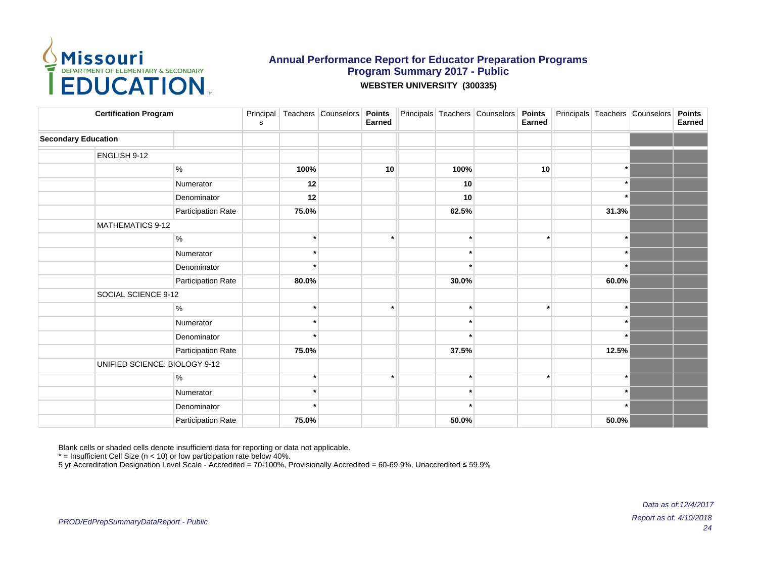# Annual Performance Report for Educator Preparation Programs
## Program Summary 2017 - Public
### WEBSTER UNIVERSITY (300335)

| Certification Program | | | Principals | Teachers | Counselors | Points Earned | Principals | Teachers | Counselors | Points Earned | Principals | Teachers | Counselors | Points Earned |
|---|---|---|---|---|---|---|---|---|---|---|---|---|---|---|
| **Secondary Education** | | | | | | | | | | | | | | |
| | ENGLISH 9-12 | | | | | | | | | | | | | |
| | | % | | **100%** | | **10** | | **100%** | | **10** | | * | | |
| | | Numerator | | **12** | | | | **10** | | | | * | | |
| | | Denominator | | **12** | | | | **10** | | | | * | | |
| | | Participation Rate | | **75.0%** | | | | **62.5%** | | | | **31.3%** | | |
| | MATHEMATICS 9-12 | | | | | | | | | | | | | |
| | | % | | * | | * | | * | | * | | * | | |
| | | Numerator | | * | | | | * | | | | * | | |
| | | Denominator | | * | | | | * | | | | * | | |
| | | Participation Rate | | **80.0%** | | | | **30.0%** | | | | **60.0%** | | |
| | SOCIAL SCIENCE 9-12 | | | | | | | | | | | | | |
| | | % | | * | | * | | * | | * | | * | | |
| | | Numerator | | * | | | | * | | | | * | | |
| | | Denominator | | * | | | | * | | | | * | | |
| | | Participation Rate | | **75.0%** | | | | **37.5%** | | | | **12.5%** | | |
| | UNIFIED SCIENCE: BIOLOGY 9-12 | | | | | | | | | | | | | |
| | | % | | * | | * | | * | | * | | * | | |
| | | Numerator | | * | | | | * | | | | * | | |
| | | Denominator | | * | | | | * | | | | * | | |
| | | Participation Rate | | **75.0%** | | | | **50.0%** | | | | **50.0%** | | |

Blank cells or shaded cells denote insufficient data for reporting or data not applicable.
* = Insufficient Cell Size (n < 10) or low participation rate below 40%.
5 yr Accreditation Designation Level Scale - Accredited = 70-100%, Provisionally Accredited = 60-69.9%, Unaccredited ≤ 59.9%

*PROD/EdPrepSummaryDataReport - Public*

*Data as of:12/4/2017*
*Report as of: 4/10/2018*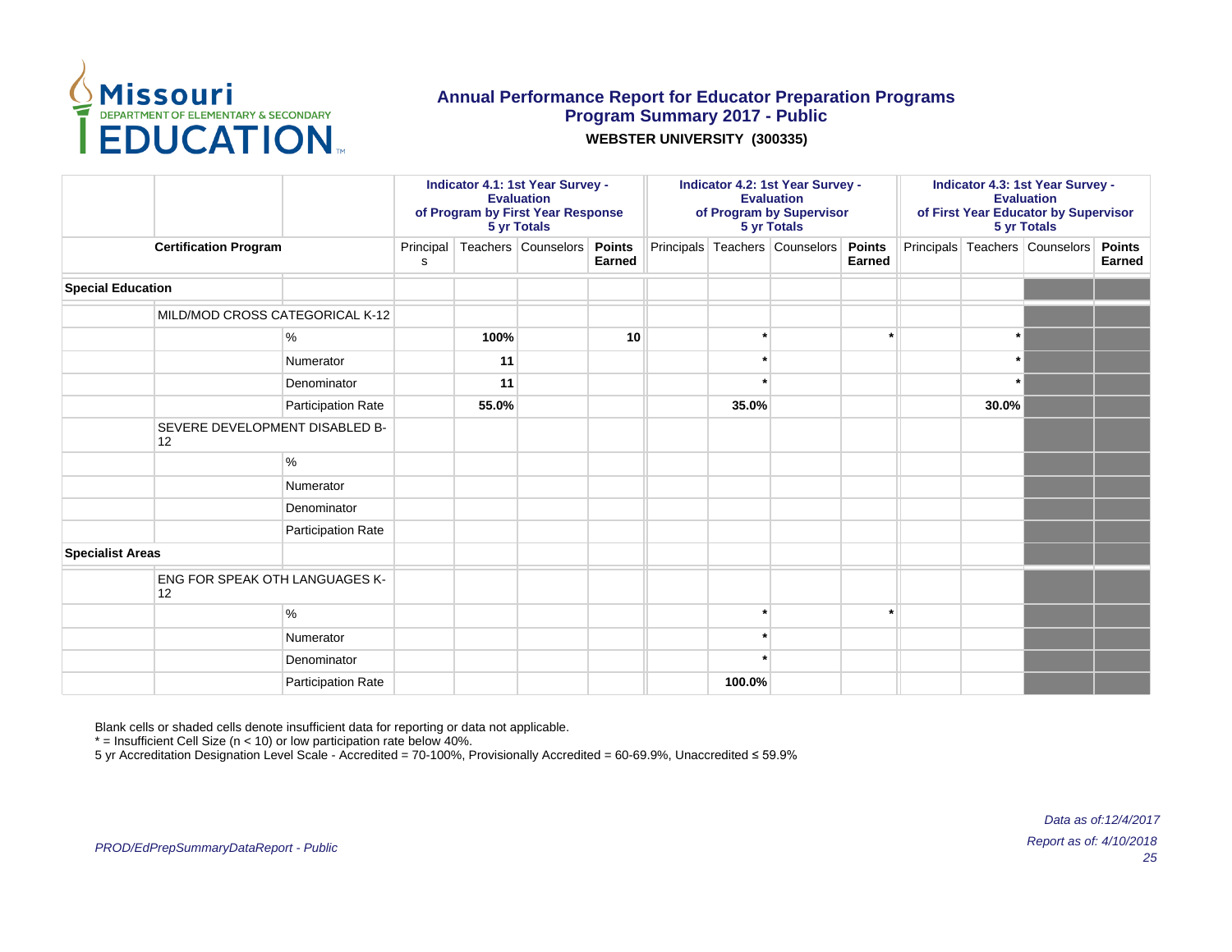# Annual Performance Report for Educator Preparation Programs
## Program Summary 2017 - Public
### WEBSTER UNIVERSITY (300335)

| | | | Indicator 4.1: 1st Year Survey - Evaluation of Program by First Year Response 5 yr Totals | | | | Indicator 4.2: 1st Year Survey - Evaluation of Program by Supervisor 5 yr Totals | | | | Indicator 4.3: 1st Year Survey - Evaluation of First Year Educator by Supervisor 5 yr Totals | | | |
|---|---|---|---|---|---|---|---|---|---|---|---|---|---|---|
| Certification Program | | | Principals | Teachers | Counselors | Points Earned | Principals | Teachers | Counselors | Points Earned | Principals | Teachers | Counselors | Points Earned |
| **Special Education** | | | | | | | | | | | | | | |
| | MILD/MOD CROSS CATEGORICAL K-12 | | | | | | | | | | | | | |
| | | % | | **100%** | | **10** | | * | | * | | * | | |
| | | Numerator | | **11** | | | | * | | | | * | | |
| | | Denominator | | **11** | | | | * | | | | * | | |
| | | Participation Rate | | **55.0%** | | | | **35.0%** | | | | **30.0%** | | |
| | SEVERE DEVELOPMENT DISABLED B-12 | | | | | | | | | | | | | |
| | | % | | | | | | | | | | | | |
| | | Numerator | | | | | | | | | | | | |
| | | Denominator | | | | | | | | | | | | |
| | | Participation Rate | | | | | | | | | | | | |
| **Specialist Areas** | | | | | | | | | | | | | | |
| | ENG FOR SPEAK OTH LANGUAGES K-12 | | | | | | | | | | | | | |
| | | % | | | | | | * | | * | | | | |
| | | Numerator | | | | | | * | | | | | | |
| | | Denominator | | | | | | * | | | | | | |
| | | Participation Rate | | | | | | **100.0%** | | | | | | |

Blank cells or shaded cells denote insufficient data for reporting or data not applicable.
* = Insufficient Cell Size (n < 10) or low participation rate below 40%.
5 yr Accreditation Designation Level Scale - Accredited = 70-100%, Provisionally Accredited = 60-69.9%, Unaccredited ≤ 59.9%

*PROD/EdPrepSummaryDataReport - Public*

*Data as of:12/4/2017*
*Report as of: 4/10/2018*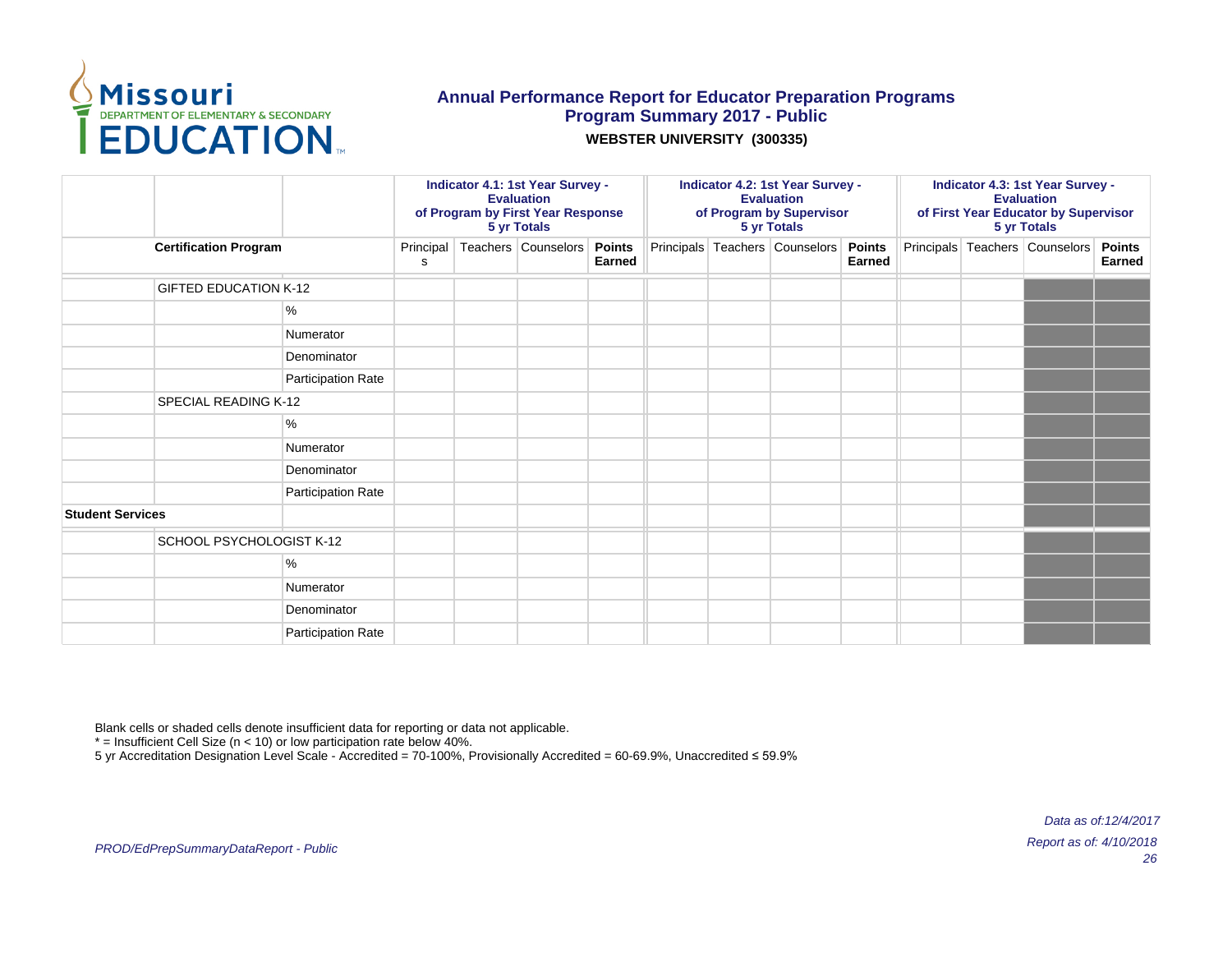# Annual Performance Report for Educator Preparation Programs
## Program Summary 2017 - Public

**WEBSTER UNIVERSITY (300335)**

| | | | Indicator 4.1: 1st Year Survey - Evaluation of Program by First Year Response 5 yr Totals | | | | Indicator 4.2: 1st Year Survey - Evaluation of Program by Supervisor 5 yr Totals | | | | Indicator 4.3: 1st Year Survey - Evaluation of First Year Educator by Supervisor 5 yr Totals | | | |
|---|---|---|---|---|---|---|---|---|---|---|---|---|---|---|
| **Certification Program** | | | Principals | Teachers | Counselors | **Points Earned** | Principals | Teachers | Counselors | **Points Earned** | Principals | Teachers | Counselors | **Points Earned** |
| | GIFTED EDUCATION K-12 | | | | | | | | | | | | | |
| | | % | | | | | | | | | | | | |
| | | Numerator | | | | | | | | | | | | |
| | | Denominator | | | | | | | | | | | | |
| | | Participation Rate | | | | | | | | | | | | |
| | SPECIAL READING K-12 | | | | | | | | | | | | | |
| | | % | | | | | | | | | | | | |
| | | Numerator | | | | | | | | | | | | |
| | | Denominator | | | | | | | | | | | | |
| | | Participation Rate | | | | | | | | | | | | |
| **Student Services** | | | | | | | | | | | | | | |
| | SCHOOL PSYCHOLOGIST K-12 | | | | | | | | | | | | | |
| | | % | | | | | | | | | | | | |
| | | Numerator | | | | | | | | | | | | |
| | | Denominator | | | | | | | | | | | | |
| | | Participation Rate | | | | | | | | | | | | |

Blank cells or shaded cells denote insufficient data for reporting or data not applicable.
* = Insufficient Cell Size (n < 10) or low participation rate below 40%.
5 yr Accreditation Designation Level Scale - Accredited = 70-100%, Provisionally Accredited = 60-69.9%, Unaccredited ≤ 59.9%

*PROD/EdPrepSummaryDataReport - Public*

*Data as of:12/4/2017*
*Report as of: 4/10/2018*